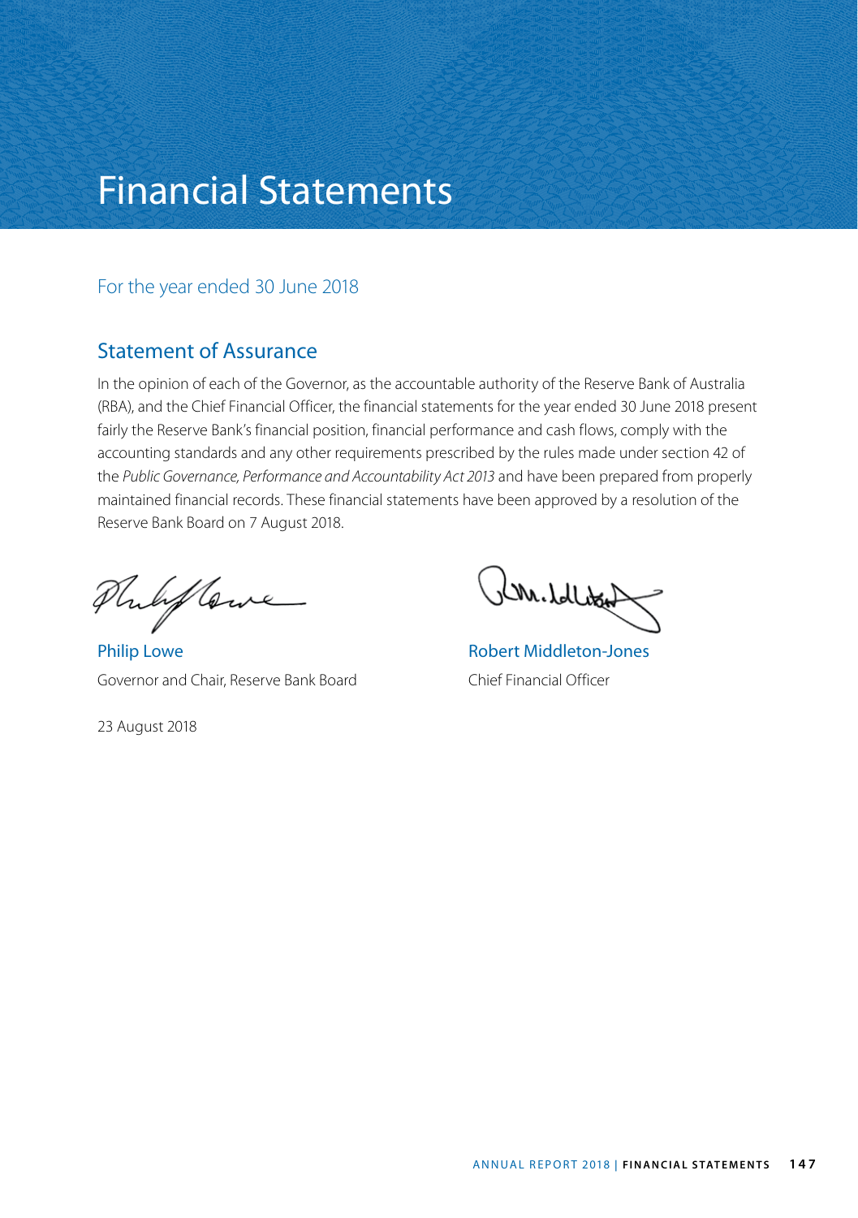# Financial Statements

## For the year ended 30 June 2018

## Statement of Assurance

In the opinion of each of the Governor, as the accountable authority of the Reserve Bank of Australia (RBA), and the Chief Financial Officer, the financial statements for the year ended 30 June 2018 present fairly the Reserve Bank's financial position, financial performance and cash flows, comply with the accounting standards and any other requirements prescribed by the rules made under section 42 of the *Public Governance, Performance and Accountability Act 2013* and have been prepared from properly maintained financial records. These financial statements have been approved by a resolution of the Reserve Bank Board on 7 August 2018.

Philip Lowe
Governor and Chair, Reserve Bank Board

Robert Middleton-Jones
Chief Financial Officer

23 August 2018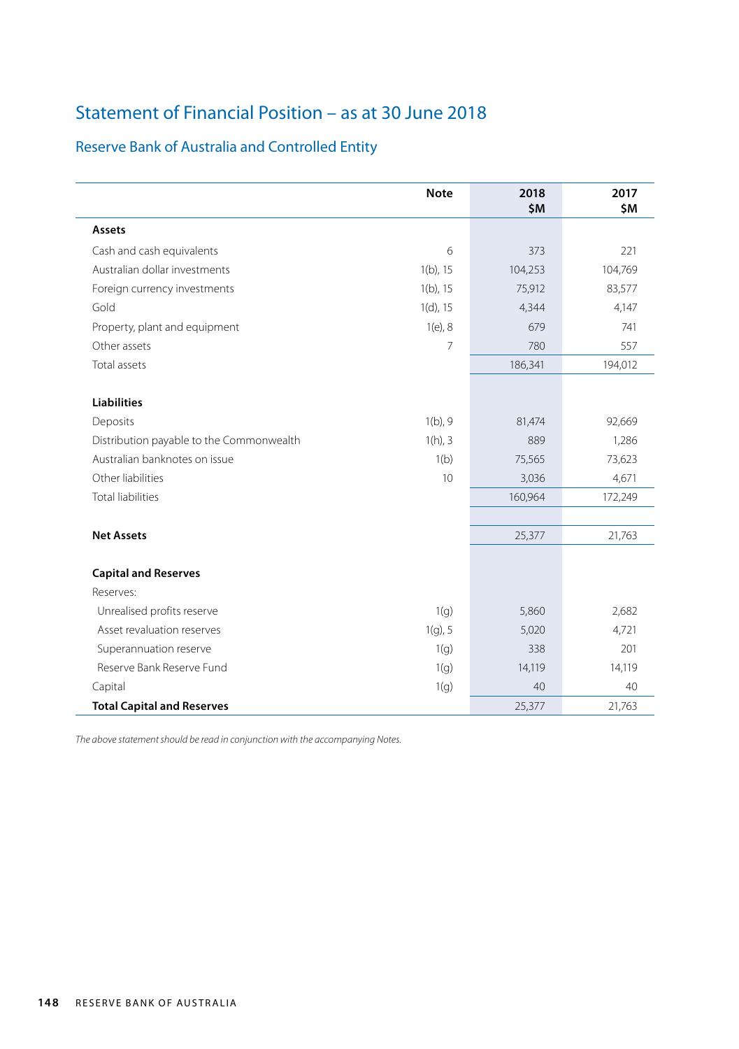# Statement of Financial Position – as at 30 June 2018

## Reserve Bank of Australia and Controlled Entity

| | Note | 2018 $M | 2017 $M |
|---|---|---|---|
| **Assets** | | | |
| Cash and cash equivalents | 6 | 373 | 221 |
| Australian dollar investments | 1(b), 15 | 104,253 | 104,769 |
| Foreign currency investments | 1(b), 15 | 75,912 | 83,577 |
| Gold | 1(d), 15 | 4,344 | 4,147 |
| Property, plant and equipment | 1(e), 8 | 679 | 741 |
| Other assets | 7 | 780 | 557 |
| Total assets | | 186,341 | 194,012 |
| **Liabilities** | | | |
| Deposits | 1(b), 9 | 81,474 | 92,669 |
| Distribution payable to the Commonwealth | 1(h), 3 | 889 | 1,286 |
| Australian banknotes on issue | 1(b) | 75,565 | 73,623 |
| Other liabilities | 10 | 3,036 | 4,671 |
| Total liabilities | | 160,964 | 172,249 |
| **Net Assets** | | 25,377 | 21,763 |
| **Capital and Reserves** | | | |
| Reserves: | | | |
| Unrealised profits reserve | 1(g) | 5,860 | 2,682 |
| Asset revaluation reserves | 1(g), 5 | 5,020 | 4,721 |
| Superannuation reserve | 1(g) | 338 | 201 |
| Reserve Bank Reserve Fund | 1(g) | 14,119 | 14,119 |
| Capital | 1(g) | 40 | 40 |
| **Total Capital and Reserves** | | 25,377 | 21,763 |

*The above statement should be read in conjunction with the accompanying Notes.*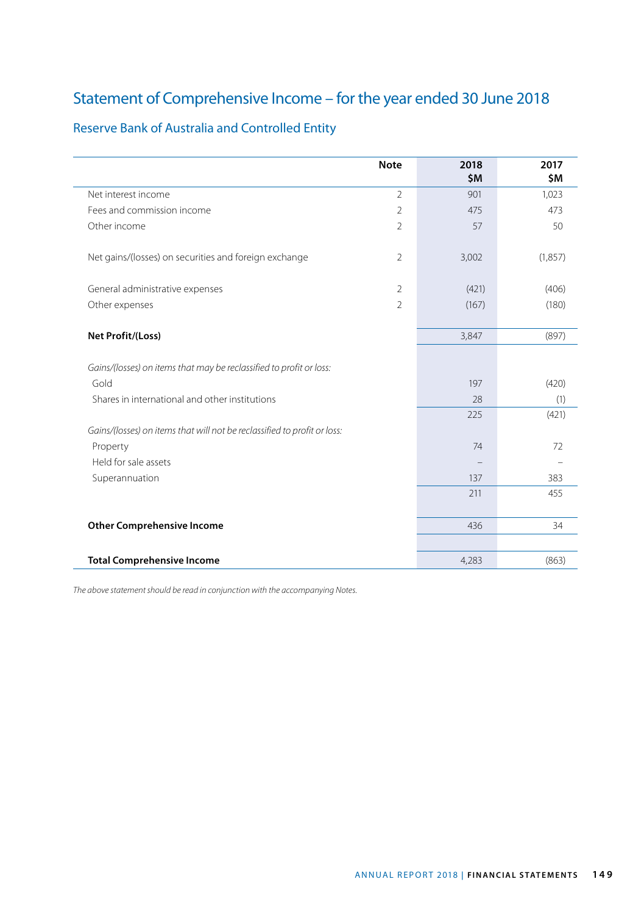# Statement of Comprehensive Income – for the year ended 30 June 2018

## Reserve Bank of Australia and Controlled Entity

| | Note | 2018 $M | 2017 $M |
|---|---|---|---|
| Net interest income | 2 | 901 | 1,023 |
| Fees and commission income | 2 | 475 | 473 |
| Other income | 2 | 57 | 50 |
| Net gains/(losses) on securities and foreign exchange | 2 | 3,002 | (1,857) |
| General administrative expenses | 2 | (421) | (406) |
| Other expenses | 2 | (167) | (180) |
| **Net Profit/(Loss)** | | 3,847 | (897) |
| *Gains/(losses) on items that may be reclassified to profit or loss:* | | | |
| Gold | | 197 | (420) |
| Shares in international and other institutions | | 28 | (1) |
| | | 225 | (421) |
| *Gains/(losses) on items that will not be reclassified to profit or loss:* | | | |
| Property | | 74 | 72 |
| Held for sale assets | | – | – |
| Superannuation | | 137 | 383 |
| | | 211 | 455 |
| **Other Comprehensive Income** | | 436 | 34 |
| **Total Comprehensive Income** | | 4,283 | (863) |

*The above statement should be read in conjunction with the accompanying Notes.*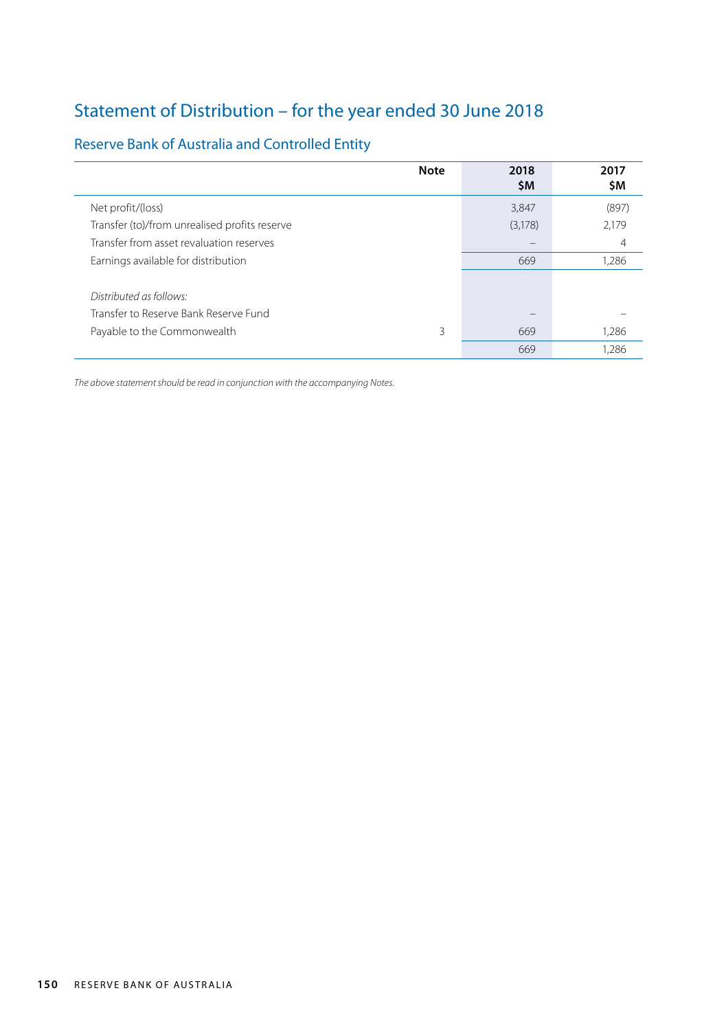# Statement of Distribution – for the year ended 30 June 2018

## Reserve Bank of Australia and Controlled Entity

| | Note | 2018 $M | 2017 $M |
|---|---|---|---|
| Net profit/(loss) | | 3,847 | (897) |
| Transfer (to)/from unrealised profits reserve | | (3,178) | 2,179 |
| Transfer from asset revaluation reserves | | – | 4 |
| Earnings available for distribution | | 669 | 1,286 |
| | | | |
| *Distributed as follows:* | | | |
| Transfer to Reserve Bank Reserve Fund | | – | – |
| Payable to the Commonwealth | 3 | 669 | 1,286 |
| | | 669 | 1,286 |

*The above statement should be read in conjunction with the accompanying Notes.*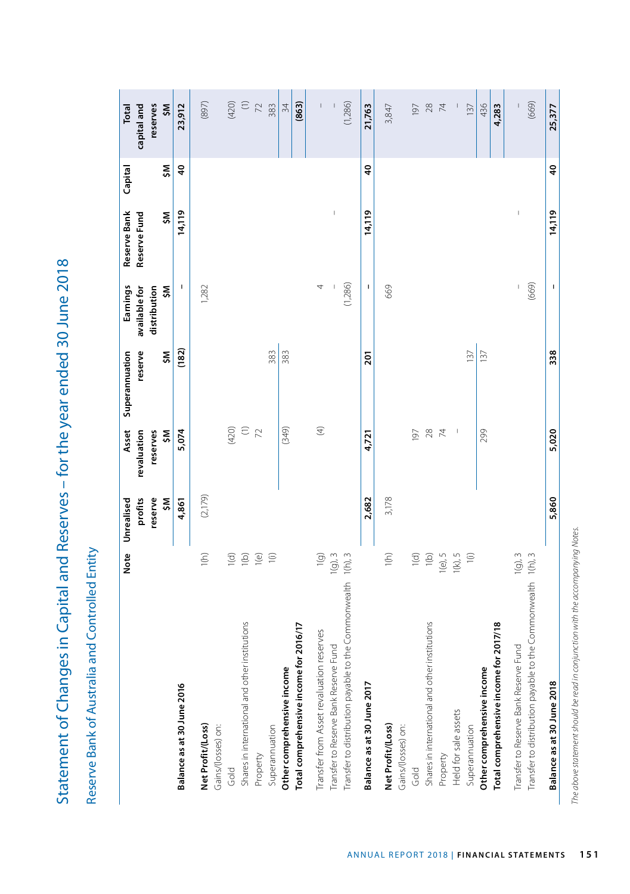# Statement of Changes in Capital and Reserves – for the year ended 30 June 2018

## Reserve Bank of Australia and Controlled Entity

| | Note | Unrealised profits reserve $M | Asset revaluation reserves $M | Superannuation reserve $M | Earnings available for distribution $M | Reserve Bank Reserve Fund $M | Capital $M | Total capital and reserves $M |
|---|---|---|---|---|---|---|---|---|
| **Balance as at 30 June 2016** | | **4,861** | **5,074** | **(182)** | **–** | **14,119** | **40** | **23,912** |
| **Net Profit/(Loss)** | 1(h) | (2,179) | | | 1,282 | | | (897) |
| Gains/(losses) on: | | | | | | | | |
| Gold | 1(d) | | (420) | | | | | (420) |
| Shares in international and other institutions | 1(b) | | (1) | | | | | (1) |
| Property | 1(e) | | 72 | | | | | 72 |
| Superannuation | 1(i) | | | 383 | | | | 383 |
| **Other comprehensive income** | | | (349) | 383 | | | | 34 |
| **Total comprehensive income for 2016/17** | | | | | | | | **(863)** |
| Transfer from Asset revaluation reserves | 1(g) | | (4) | | 4 | | | – |
| Transfer to Reserve Bank Reserve Fund | 1(g), 3 | | | | – | – | | – |
| Transfer to distribution payable to the Commonwealth | 1(h), 3 | | | | (1,286) | | | (1,286) |
| **Balance as at 30 June 2017** | | **2,682** | **4,721** | **201** | **–** | **14,119** | **40** | **21,763** |
| **Net Profit/(Loss)** | 1(h) | 3,178 | | | 669 | | | 3,847 |
| Gains/(losses) on: | | | | | | | | |
| Gold | 1(d) | | 197 | | | | | 197 |
| Shares in international and other institutions | 1(b) | | 28 | | | | | 28 |
| Property | 1(e), 5 | | 74 | | | | | 74 |
| Held for sale assets | 1(k), 5 | | – | | | | | – |
| Superannuation | 1(i) | | | 137 | | | | 137 |
| **Other comprehensive income** | | | 299 | 137 | | | | 436 |
| **Total comprehensive income for 2017/18** | | | | | | | | **4,283** |
| Transfer to Reserve Bank Reserve Fund | 1(g), 3 | | | | – | – | | – |
| Transfer to distribution payable to the Commonwealth | 1(h), 3 | | | | (669) | | | (669) |
| **Balance as at 30 June 2018** | | **5,860** | **5,020** | **338** | **–** | **14,119** | **40** | **25,377** |

*The above statement should be read in conjunction with the accompanying Notes.*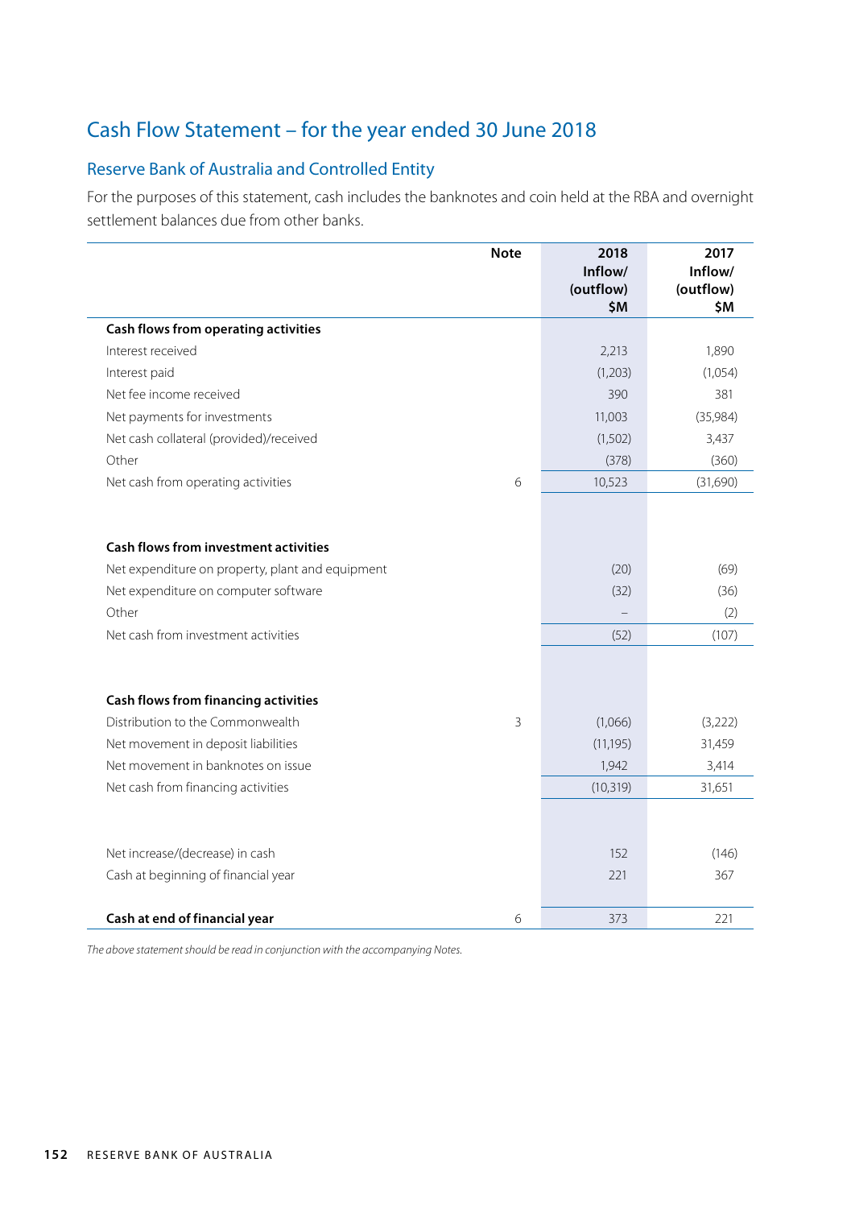# Cash Flow Statement – for the year ended 30 June 2018

## Reserve Bank of Australia and Controlled Entity

For the purposes of this statement, cash includes the banknotes and coin held at the RBA and overnight settlement balances due from other banks.

| | Note | 2018 Inflow/ (outflow) $M | 2017 Inflow/ (outflow) $M |
|---|---|---|---|
| **Cash flows from operating activities** | | | |
| Interest received | | 2,213 | 1,890 |
| Interest paid | | (1,203) | (1,054) |
| Net fee income received | | 390 | 381 |
| Net payments for investments | | 11,003 | (35,984) |
| Net cash collateral (provided)/received | | (1,502) | 3,437 |
| Other | | (378) | (360) |
| Net cash from operating activities | 6 | 10,523 | (31,690) |
| | | | |
| **Cash flows from investment activities** | | | |
| Net expenditure on property, plant and equipment | | (20) | (69) |
| Net expenditure on computer software | | (32) | (36) |
| Other | | – | (2) |
| Net cash from investment activities | | (52) | (107) |
| | | | |
| **Cash flows from financing activities** | | | |
| Distribution to the Commonwealth | 3 | (1,066) | (3,222) |
| Net movement in deposit liabilities | | (11,195) | 31,459 |
| Net movement in banknotes on issue | | 1,942 | 3,414 |
| Net cash from financing activities | | (10,319) | 31,651 |
| | | | |
| Net increase/(decrease) in cash | | 152 | (146) |
| Cash at beginning of financial year | | 221 | 367 |
| | | | |
| **Cash at end of financial year** | 6 | 373 | 221 |

*The above statement should be read in conjunction with the accompanying Notes.*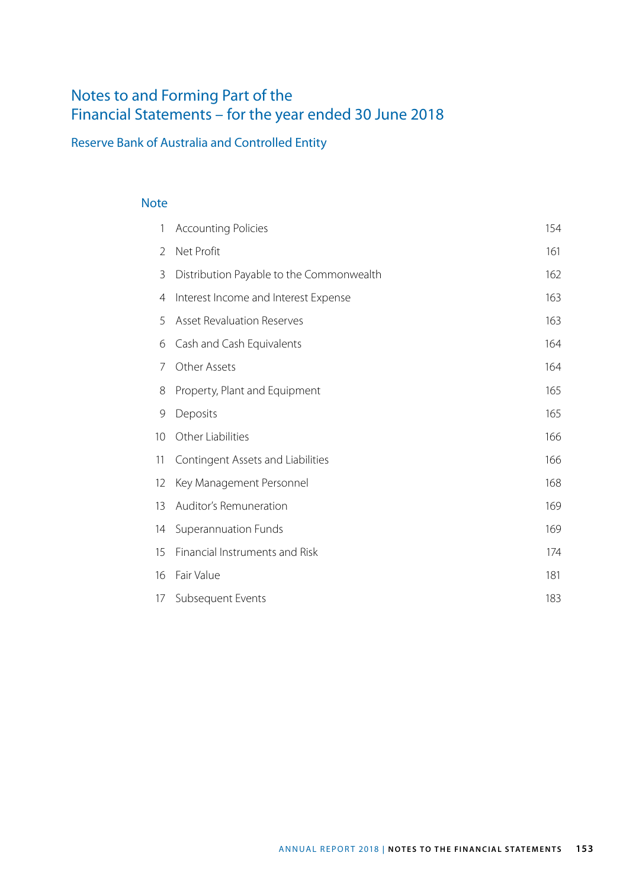# Notes to and Forming Part of the Financial Statements – for the year ended 30 June 2018

## Reserve Bank of Australia and Controlled Entity

### Note

| | | |
|---|---|---|
| 1 | Accounting Policies | 154 |
| 2 | Net Profit | 161 |
| 3 | Distribution Payable to the Commonwealth | 162 |
| 4 | Interest Income and Interest Expense | 163 |
| 5 | Asset Revaluation Reserves | 163 |
| 6 | Cash and Cash Equivalents | 164 |
| 7 | Other Assets | 164 |
| 8 | Property, Plant and Equipment | 165 |
| 9 | Deposits | 165 |
| 10 | Other Liabilities | 166 |
| 11 | Contingent Assets and Liabilities | 166 |
| 12 | Key Management Personnel | 168 |
| 13 | Auditor's Remuneration | 169 |
| 14 | Superannuation Funds | 169 |
| 15 | Financial Instruments and Risk | 174 |
| 16 | Fair Value | 181 |
| 17 | Subsequent Events | 183 |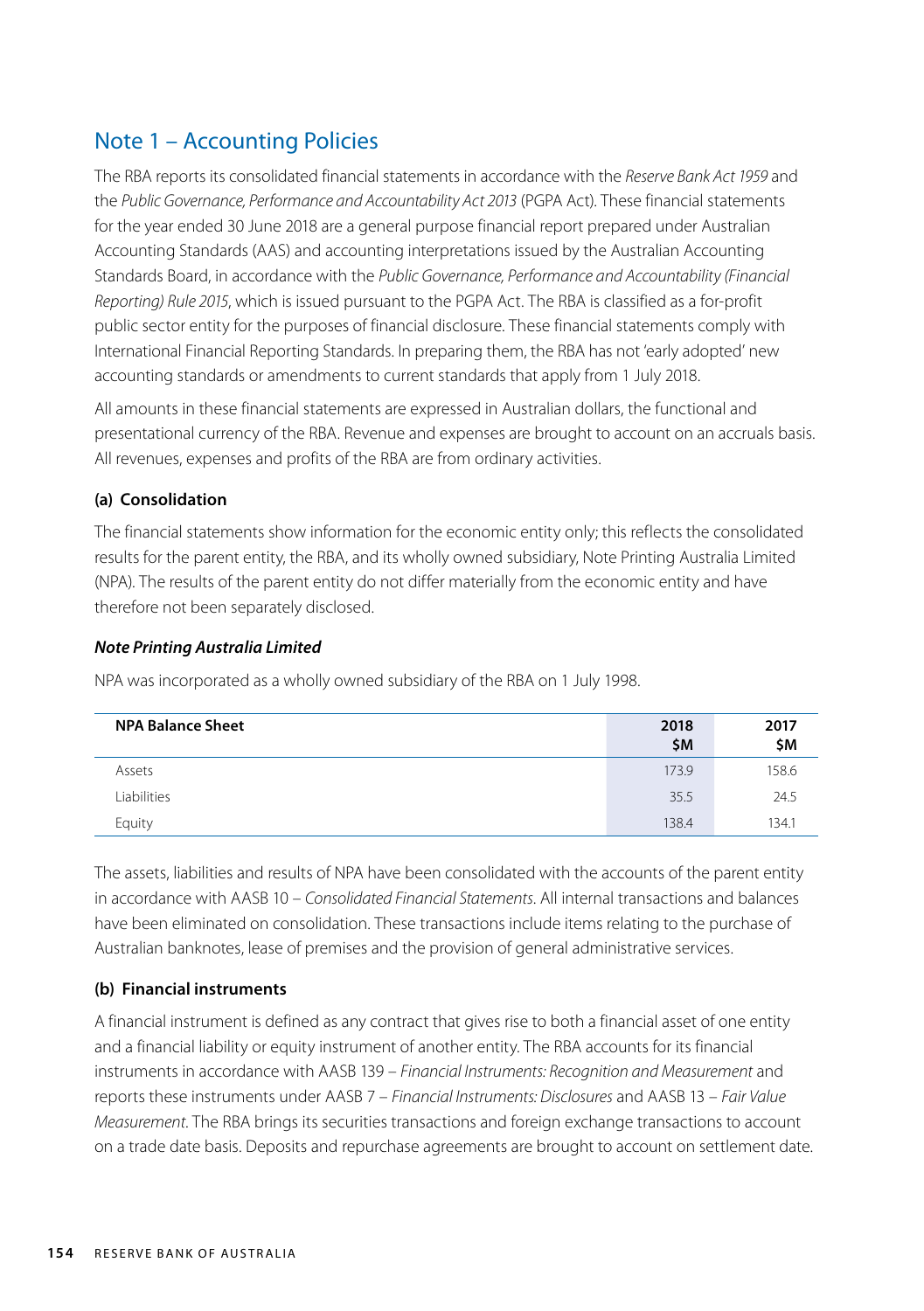## Note 1 – Accounting Policies

The RBA reports its consolidated financial statements in accordance with the *Reserve Bank Act 1959* and the *Public Governance, Performance and Accountability Act 2013* (PGPA Act). These financial statements for the year ended 30 June 2018 are a general purpose financial report prepared under Australian Accounting Standards (AAS) and accounting interpretations issued by the Australian Accounting Standards Board, in accordance with the *Public Governance, Performance and Accountability (Financial Reporting) Rule 2015*, which is issued pursuant to the PGPA Act. The RBA is classified as a for-profit public sector entity for the purposes of financial disclosure. These financial statements comply with International Financial Reporting Standards. In preparing them, the RBA has not 'early adopted' new accounting standards or amendments to current standards that apply from 1 July 2018.

All amounts in these financial statements are expressed in Australian dollars, the functional and presentational currency of the RBA. Revenue and expenses are brought to account on an accruals basis. All revenues, expenses and profits of the RBA are from ordinary activities.

### (a) Consolidation

The financial statements show information for the economic entity only; this reflects the consolidated results for the parent entity, the RBA, and its wholly owned subsidiary, Note Printing Australia Limited (NPA). The results of the parent entity do not differ materially from the economic entity and have therefore not been separately disclosed.

#### *Note Printing Australia Limited*

NPA was incorporated as a wholly owned subsidiary of the RBA on 1 July 1998.

| NPA Balance Sheet | 2018 $M | 2017 $M |
|---|---|---|
| Assets | 173.9 | 158.6 |
| Liabilities | 35.5 | 24.5 |
| Equity | 138.4 | 134.1 |

The assets, liabilities and results of NPA have been consolidated with the accounts of the parent entity in accordance with AASB 10 – *Consolidated Financial Statements*. All internal transactions and balances have been eliminated on consolidation. These transactions include items relating to the purchase of Australian banknotes, lease of premises and the provision of general administrative services.

### (b) Financial instruments

A financial instrument is defined as any contract that gives rise to both a financial asset of one entity and a financial liability or equity instrument of another entity. The RBA accounts for its financial instruments in accordance with AASB 139 – *Financial Instruments: Recognition and Measurement* and reports these instruments under AASB 7 – *Financial Instruments: Disclosures* and AASB 13 – *Fair Value Measurement*. The RBA brings its securities transactions and foreign exchange transactions to account on a trade date basis. Deposits and repurchase agreements are brought to account on settlement date.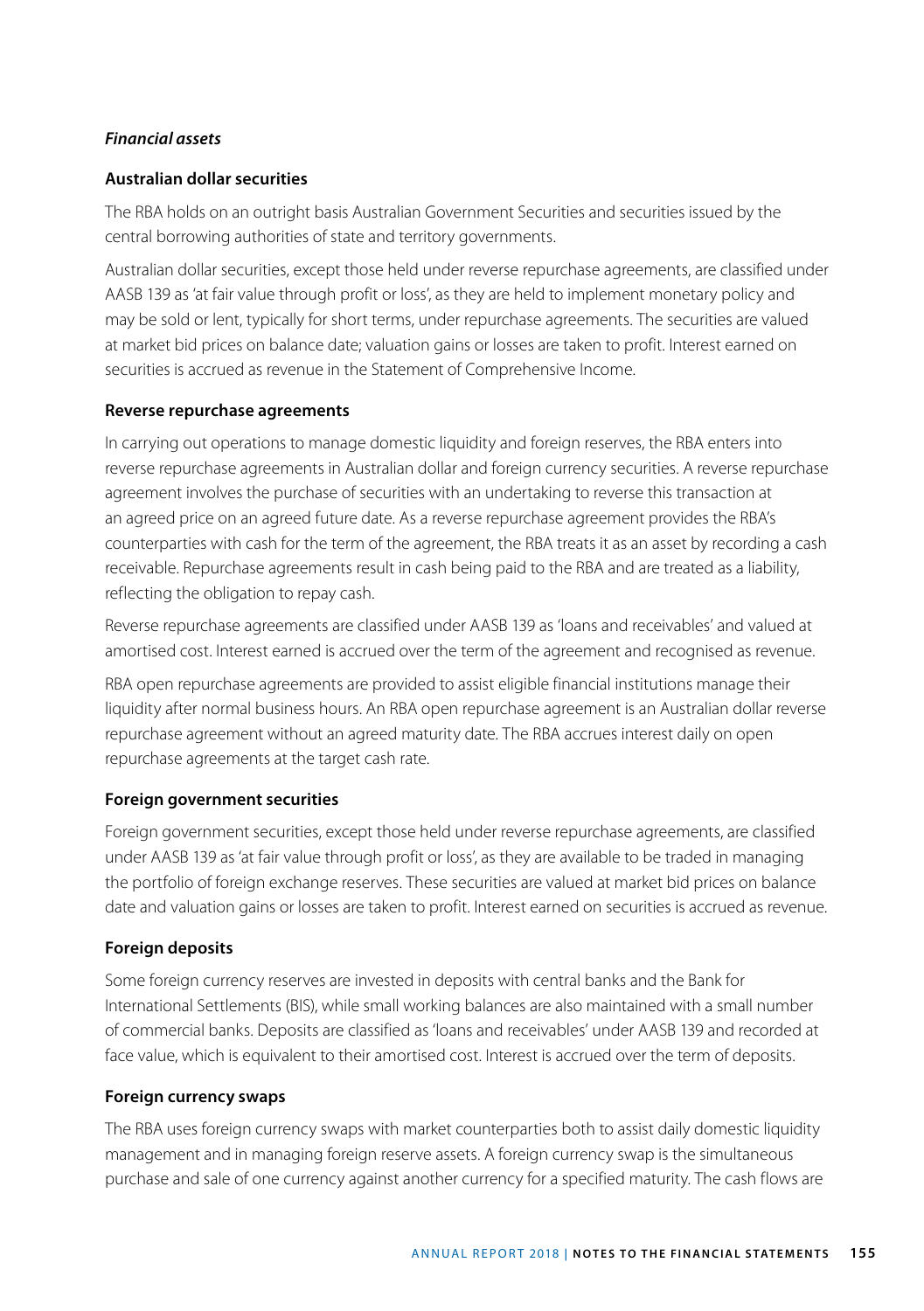*Financial assets*

### Australian dollar securities

The RBA holds on an outright basis Australian Government Securities and securities issued by the central borrowing authorities of state and territory governments.

Australian dollar securities, except those held under reverse repurchase agreements, are classified under AASB 139 as 'at fair value through profit or loss', as they are held to implement monetary policy and may be sold or lent, typically for short terms, under repurchase agreements. The securities are valued at market bid prices on balance date; valuation gains or losses are taken to profit. Interest earned on securities is accrued as revenue in the Statement of Comprehensive Income.

### Reverse repurchase agreements

In carrying out operations to manage domestic liquidity and foreign reserves, the RBA enters into reverse repurchase agreements in Australian dollar and foreign currency securities. A reverse repurchase agreement involves the purchase of securities with an undertaking to reverse this transaction at an agreed price on an agreed future date. As a reverse repurchase agreement provides the RBA's counterparties with cash for the term of the agreement, the RBA treats it as an asset by recording a cash receivable. Repurchase agreements result in cash being paid to the RBA and are treated as a liability, reflecting the obligation to repay cash.

Reverse repurchase agreements are classified under AASB 139 as 'loans and receivables' and valued at amortised cost. Interest earned is accrued over the term of the agreement and recognised as revenue.

RBA open repurchase agreements are provided to assist eligible financial institutions manage their liquidity after normal business hours. An RBA open repurchase agreement is an Australian dollar reverse repurchase agreement without an agreed maturity date. The RBA accrues interest daily on open repurchase agreements at the target cash rate.

### Foreign government securities

Foreign government securities, except those held under reverse repurchase agreements, are classified under AASB 139 as 'at fair value through profit or loss', as they are available to be traded in managing the portfolio of foreign exchange reserves. These securities are valued at market bid prices on balance date and valuation gains or losses are taken to profit. Interest earned on securities is accrued as revenue.

### Foreign deposits

Some foreign currency reserves are invested in deposits with central banks and the Bank for International Settlements (BIS), while small working balances are also maintained with a small number of commercial banks. Deposits are classified as 'loans and receivables' under AASB 139 and recorded at face value, which is equivalent to their amortised cost. Interest is accrued over the term of deposits.

### Foreign currency swaps

The RBA uses foreign currency swaps with market counterparties both to assist daily domestic liquidity management and in managing foreign reserve assets. A foreign currency swap is the simultaneous purchase and sale of one currency against another currency for a specified maturity. The cash flows are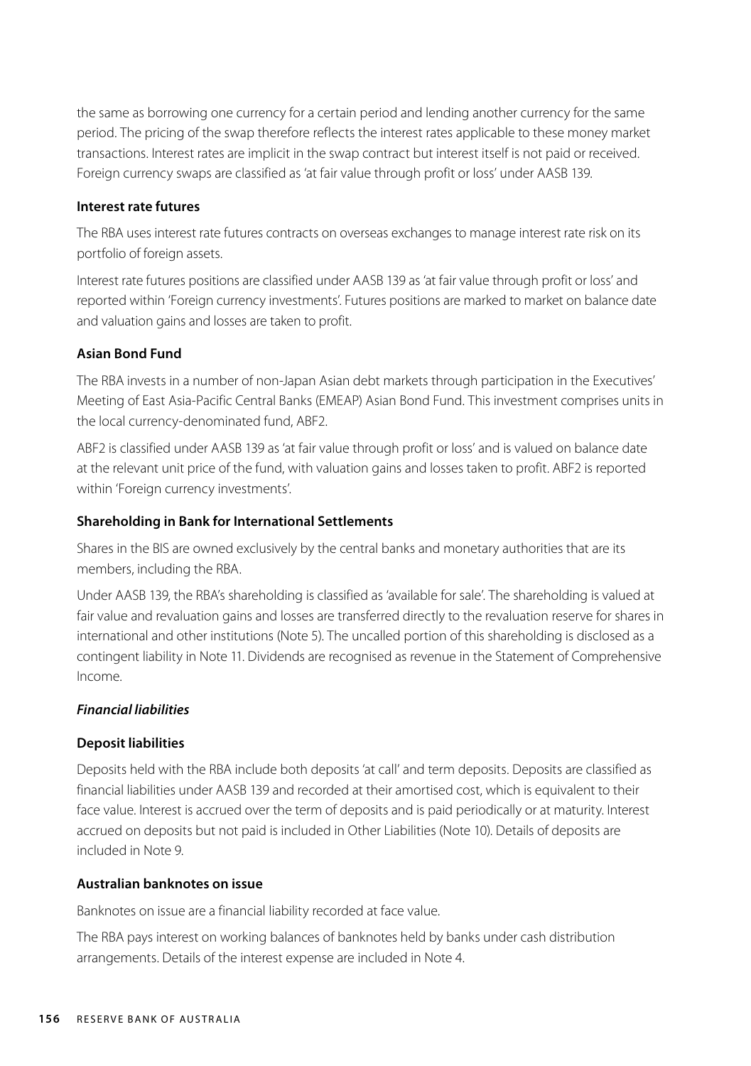the same as borrowing one currency for a certain period and lending another currency for the same period. The pricing of the swap therefore reflects the interest rates applicable to these money market transactions. Interest rates are implicit in the swap contract but interest itself is not paid or received. Foreign currency swaps are classified as 'at fair value through profit or loss' under AASB 139.

**Interest rate futures**

The RBA uses interest rate futures contracts on overseas exchanges to manage interest rate risk on its portfolio of foreign assets.

Interest rate futures positions are classified under AASB 139 as 'at fair value through profit or loss' and reported within 'Foreign currency investments'. Futures positions are marked to market on balance date and valuation gains and losses are taken to profit.

**Asian Bond Fund**

The RBA invests in a number of non-Japan Asian debt markets through participation in the Executives' Meeting of East Asia-Pacific Central Banks (EMEAP) Asian Bond Fund. This investment comprises units in the local currency-denominated fund, ABF2.

ABF2 is classified under AASB 139 as 'at fair value through profit or loss' and is valued on balance date at the relevant unit price of the fund, with valuation gains and losses taken to profit. ABF2 is reported within 'Foreign currency investments'.

**Shareholding in Bank for International Settlements**

Shares in the BIS are owned exclusively by the central banks and monetary authorities that are its members, including the RBA.

Under AASB 139, the RBA's shareholding is classified as 'available for sale'. The shareholding is valued at fair value and revaluation gains and losses are transferred directly to the revaluation reserve for shares in international and other institutions (Note 5). The uncalled portion of this shareholding is disclosed as a contingent liability in Note 11. Dividends are recognised as revenue in the Statement of Comprehensive Income.

***Financial liabilities***

**Deposit liabilities**

Deposits held with the RBA include both deposits 'at call' and term deposits. Deposits are classified as financial liabilities under AASB 139 and recorded at their amortised cost, which is equivalent to their face value. Interest is accrued over the term of deposits and is paid periodically or at maturity. Interest accrued on deposits but not paid is included in Other Liabilities (Note 10). Details of deposits are included in Note 9.

**Australian banknotes on issue**

Banknotes on issue are a financial liability recorded at face value.

The RBA pays interest on working balances of banknotes held by banks under cash distribution arrangements. Details of the interest expense are included in Note 4.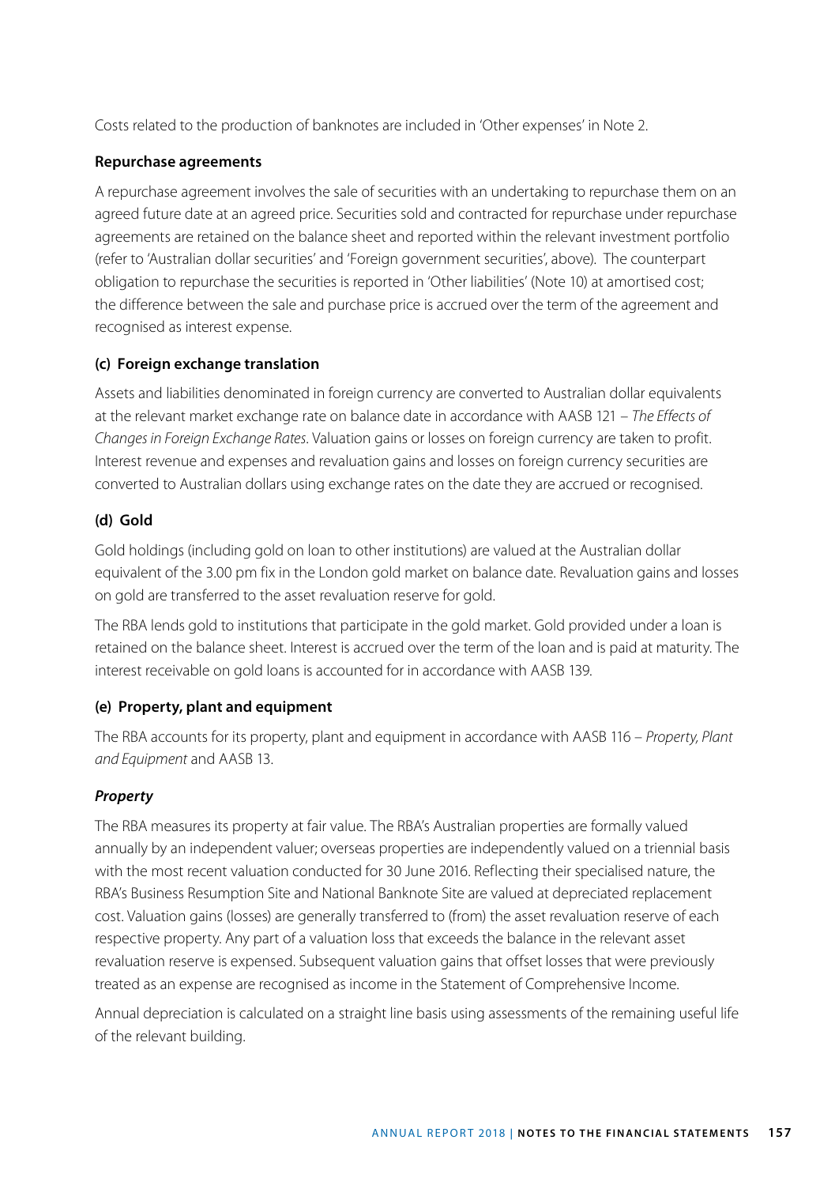Costs related to the production of banknotes are included in 'Other expenses' in Note 2.

#### Repurchase agreements

A repurchase agreement involves the sale of securities with an undertaking to repurchase them on an agreed future date at an agreed price. Securities sold and contracted for repurchase under repurchase agreements are retained on the balance sheet and reported within the relevant investment portfolio (refer to 'Australian dollar securities' and 'Foreign government securities', above). The counterpart obligation to repurchase the securities is reported in 'Other liabilities' (Note 10) at amortised cost; the difference between the sale and purchase price is accrued over the term of the agreement and recognised as interest expense.

### (c) Foreign exchange translation

Assets and liabilities denominated in foreign currency are converted to Australian dollar equivalents at the relevant market exchange rate on balance date in accordance with AASB 121 – *The Effects of Changes in Foreign Exchange Rates*. Valuation gains or losses on foreign currency are taken to profit. Interest revenue and expenses and revaluation gains and losses on foreign currency securities are converted to Australian dollars using exchange rates on the date they are accrued or recognised.

### (d) Gold

Gold holdings (including gold on loan to other institutions) are valued at the Australian dollar equivalent of the 3.00 pm fix in the London gold market on balance date. Revaluation gains and losses on gold are transferred to the asset revaluation reserve for gold.

The RBA lends gold to institutions that participate in the gold market. Gold provided under a loan is retained on the balance sheet. Interest is accrued over the term of the loan and is paid at maturity. The interest receivable on gold loans is accounted for in accordance with AASB 139.

### (e) Property, plant and equipment

The RBA accounts for its property, plant and equipment in accordance with AASB 116 – *Property, Plant and Equipment* and AASB 13.

#### *Property*

The RBA measures its property at fair value. The RBA's Australian properties are formally valued annually by an independent valuer; overseas properties are independently valued on a triennial basis with the most recent valuation conducted for 30 June 2016. Reflecting their specialised nature, the RBA's Business Resumption Site and National Banknote Site are valued at depreciated replacement cost. Valuation gains (losses) are generally transferred to (from) the asset revaluation reserve of each respective property. Any part of a valuation loss that exceeds the balance in the relevant asset revaluation reserve is expensed. Subsequent valuation gains that offset losses that were previously treated as an expense are recognised as income in the Statement of Comprehensive Income.

Annual depreciation is calculated on a straight line basis using assessments of the remaining useful life of the relevant building.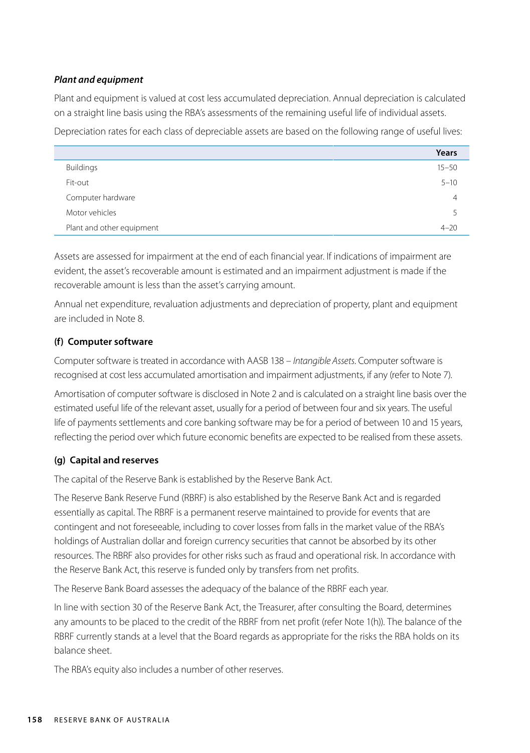#### *Plant and equipment*

Plant and equipment is valued at cost less accumulated depreciation. Annual depreciation is calculated on a straight line basis using the RBA's assessments of the remaining useful life of individual assets.

Depreciation rates for each class of depreciable assets are based on the following range of useful lives:

| | Years |
|---|---|
| Buildings | 15–50 |
| Fit-out | 5–10 |
| Computer hardware | 4 |
| Motor vehicles | 5 |
| Plant and other equipment | 4–20 |

Assets are assessed for impairment at the end of each financial year. If indications of impairment are evident, the asset's recoverable amount is estimated and an impairment adjustment is made if the recoverable amount is less than the asset's carrying amount.

Annual net expenditure, revaluation adjustments and depreciation of property, plant and equipment are included in Note 8.

### (f) Computer software

Computer software is treated in accordance with AASB 138 – *Intangible Assets*. Computer software is recognised at cost less accumulated amortisation and impairment adjustments, if any (refer to Note 7).

Amortisation of computer software is disclosed in Note 2 and is calculated on a straight line basis over the estimated useful life of the relevant asset, usually for a period of between four and six years. The useful life of payments settlements and core banking software may be for a period of between 10 and 15 years, reflecting the period over which future economic benefits are expected to be realised from these assets.

### (g) Capital and reserves

The capital of the Reserve Bank is established by the Reserve Bank Act.

The Reserve Bank Reserve Fund (RBRF) is also established by the Reserve Bank Act and is regarded essentially as capital. The RBRF is a permanent reserve maintained to provide for events that are contingent and not foreseeable, including to cover losses from falls in the market value of the RBA's holdings of Australian dollar and foreign currency securities that cannot be absorbed by its other resources. The RBRF also provides for other risks such as fraud and operational risk. In accordance with the Reserve Bank Act, this reserve is funded only by transfers from net profits.

The Reserve Bank Board assesses the adequacy of the balance of the RBRF each year.

In line with section 30 of the Reserve Bank Act, the Treasurer, after consulting the Board, determines any amounts to be placed to the credit of the RBRF from net profit (refer Note 1(h)). The balance of the RBRF currently stands at a level that the Board regards as appropriate for the risks the RBA holds on its balance sheet.

The RBA's equity also includes a number of other reserves.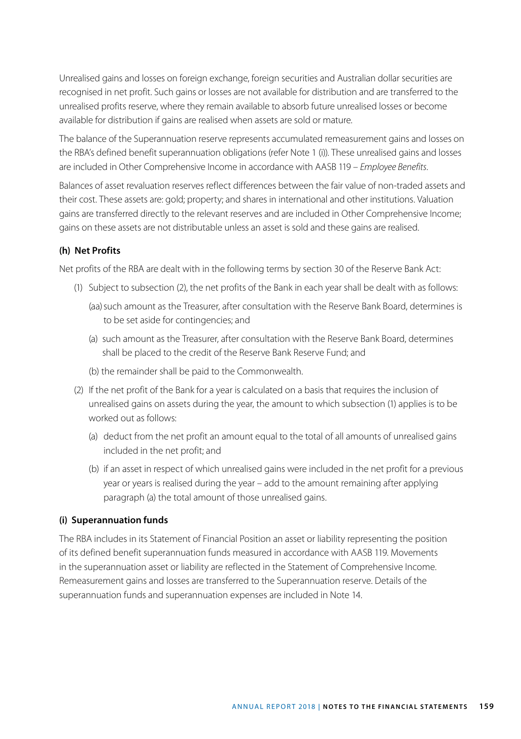Unrealised gains and losses on foreign exchange, foreign securities and Australian dollar securities are recognised in net profit. Such gains or losses are not available for distribution and are transferred to the unrealised profits reserve, where they remain available to absorb future unrealised losses or become available for distribution if gains are realised when assets are sold or mature.

The balance of the Superannuation reserve represents accumulated remeasurement gains and losses on the RBA's defined benefit superannuation obligations (refer Note 1 (i)). These unrealised gains and losses are included in Other Comprehensive Income in accordance with AASB 119 – *Employee Benefits*.

Balances of asset revaluation reserves reflect differences between the fair value of non-traded assets and their cost. These assets are: gold; property; and shares in international and other institutions. Valuation gains are transferred directly to the relevant reserves and are included in Other Comprehensive Income; gains on these assets are not distributable unless an asset is sold and these gains are realised.

### (h) Net Profits

Net profits of the RBA are dealt with in the following terms by section 30 of the Reserve Bank Act:

(1) Subject to subsection (2), the net profits of the Bank in each year shall be dealt with as follows:

  (aa) such amount as the Treasurer, after consultation with the Reserve Bank Board, determines is to be set aside for contingencies; and

  (a) such amount as the Treasurer, after consultation with the Reserve Bank Board, determines shall be placed to the credit of the Reserve Bank Reserve Fund; and

  (b) the remainder shall be paid to the Commonwealth.

(2) If the net profit of the Bank for a year is calculated on a basis that requires the inclusion of unrealised gains on assets during the year, the amount to which subsection (1) applies is to be worked out as follows:

  (a) deduct from the net profit an amount equal to the total of all amounts of unrealised gains included in the net profit; and

  (b) if an asset in respect of which unrealised gains were included in the net profit for a previous year or years is realised during the year – add to the amount remaining after applying paragraph (a) the total amount of those unrealised gains.

### (i) Superannuation funds

The RBA includes in its Statement of Financial Position an asset or liability representing the position of its defined benefit superannuation funds measured in accordance with AASB 119. Movements in the superannuation asset or liability are reflected in the Statement of Comprehensive Income. Remeasurement gains and losses are transferred to the Superannuation reserve. Details of the superannuation funds and superannuation expenses are included in Note 14.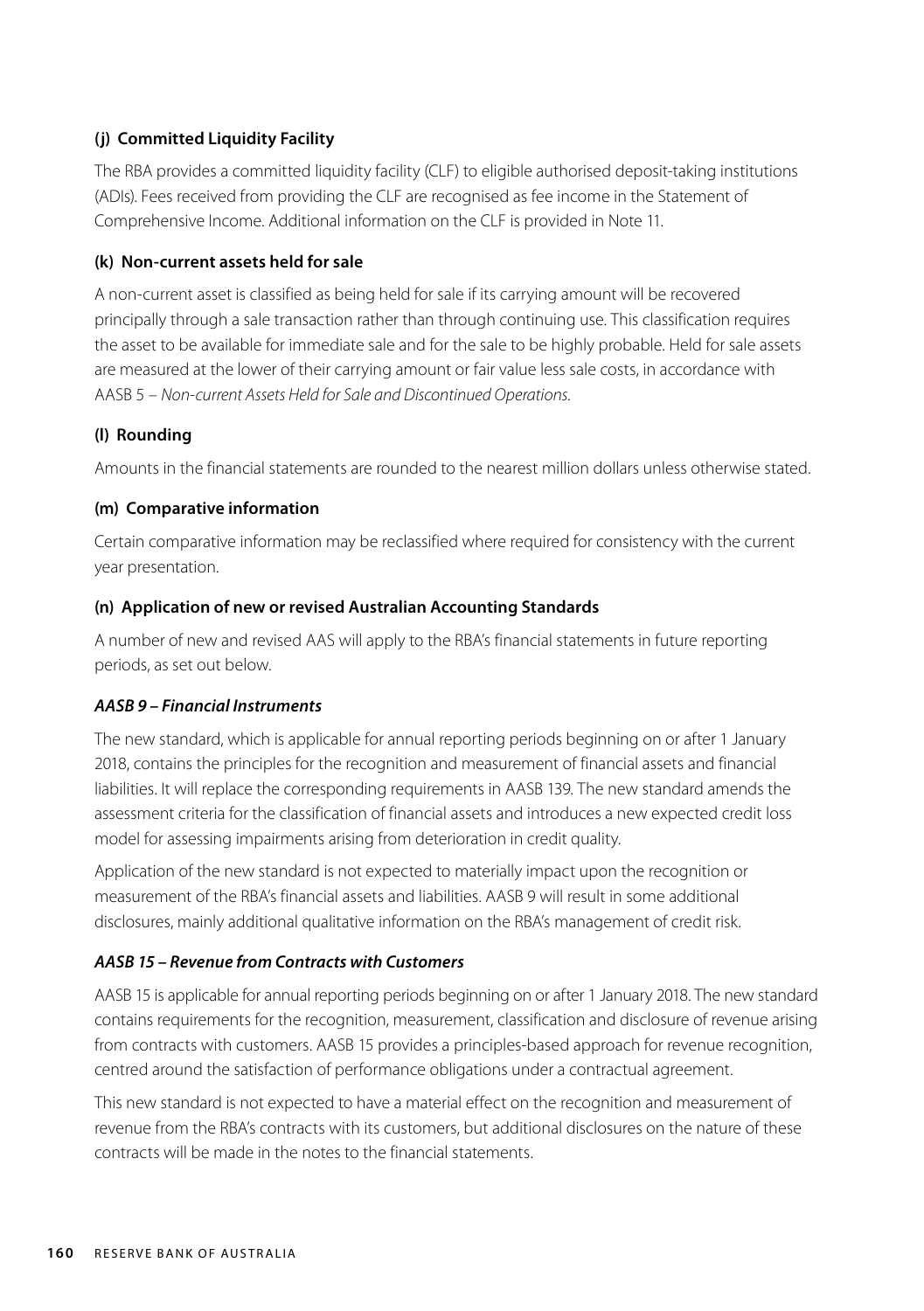### (j) Committed Liquidity Facility

The RBA provides a committed liquidity facility (CLF) to eligible authorised deposit-taking institutions (ADIs). Fees received from providing the CLF are recognised as fee income in the Statement of Comprehensive Income. Additional information on the CLF is provided in Note 11.

### (k) Non-current assets held for sale

A non-current asset is classified as being held for sale if its carrying amount will be recovered principally through a sale transaction rather than through continuing use. This classification requires the asset to be available for immediate sale and for the sale to be highly probable. Held for sale assets are measured at the lower of their carrying amount or fair value less sale costs, in accordance with AASB 5 – *Non-current Assets Held for Sale and Discontinued Operations*.

### (l) Rounding

Amounts in the financial statements are rounded to the nearest million dollars unless otherwise stated.

### (m) Comparative information

Certain comparative information may be reclassified where required for consistency with the current year presentation.

### (n) Application of new or revised Australian Accounting Standards

A number of new and revised AAS will apply to the RBA's financial statements in future reporting periods, as set out below.

#### *AASB 9 – Financial Instruments*

The new standard, which is applicable for annual reporting periods beginning on or after 1 January 2018, contains the principles for the recognition and measurement of financial assets and financial liabilities. It will replace the corresponding requirements in AASB 139. The new standard amends the assessment criteria for the classification of financial assets and introduces a new expected credit loss model for assessing impairments arising from deterioration in credit quality.

Application of the new standard is not expected to materially impact upon the recognition or measurement of the RBA's financial assets and liabilities. AASB 9 will result in some additional disclosures, mainly additional qualitative information on the RBA's management of credit risk.

#### *AASB 15 – Revenue from Contracts with Customers*

AASB 15 is applicable for annual reporting periods beginning on or after 1 January 2018. The new standard contains requirements for the recognition, measurement, classification and disclosure of revenue arising from contracts with customers. AASB 15 provides a principles-based approach for revenue recognition, centred around the satisfaction of performance obligations under a contractual agreement.

This new standard is not expected to have a material effect on the recognition and measurement of revenue from the RBA's contracts with its customers, but additional disclosures on the nature of these contracts will be made in the notes to the financial statements.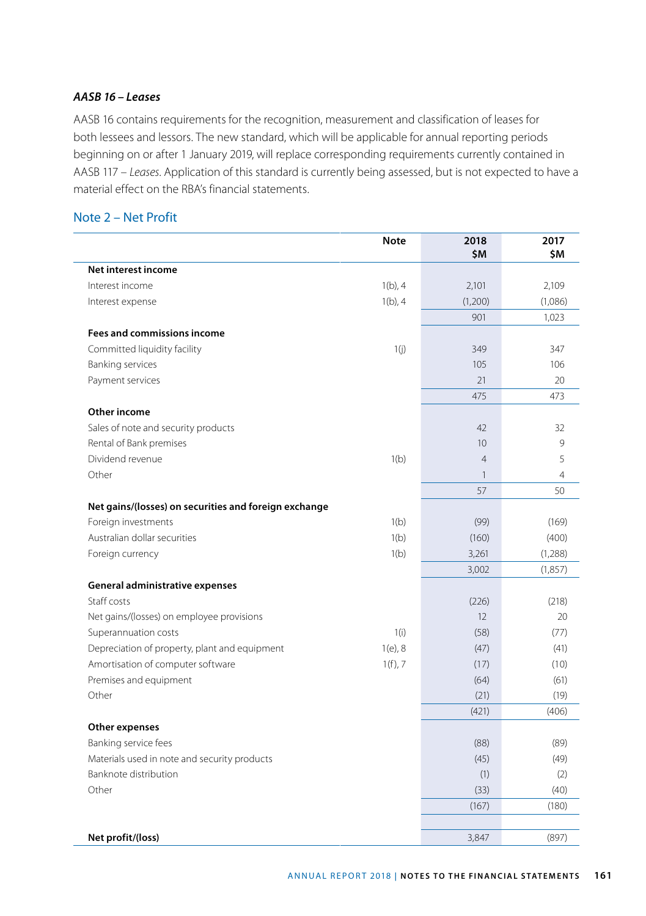### *AASB 16 – Leases*

AASB 16 contains requirements for the recognition, measurement and classification of leases for both lessees and lessors. The new standard, which will be applicable for annual reporting periods beginning on or after 1 January 2019, will replace corresponding requirements currently contained in AASB 117 – *Leases*. Application of this standard is currently being assessed, but is not expected to have a material effect on the RBA's financial statements.

## Note 2 – Net Profit

| | Note | 2018 $M | 2017 $M |
|---|---|---|---|
| **Net interest income** | | | |
| Interest income | 1(b), 4 | 2,101 | 2,109 |
| Interest expense | 1(b), 4 | (1,200) | (1,086) |
| | | 901 | 1,023 |
| **Fees and commissions income** | | | |
| Committed liquidity facility | 1(j) | 349 | 347 |
| Banking services | | 105 | 106 |
| Payment services | | 21 | 20 |
| | | 475 | 473 |
| **Other income** | | | |
| Sales of note and security products | | 42 | 32 |
| Rental of Bank premises | | 10 | 9 |
| Dividend revenue | 1(b) | 4 | 5 |
| Other | | 1 | 4 |
| | | 57 | 50 |
| **Net gains/(losses) on securities and foreign exchange** | | | |
| Foreign investments | 1(b) | (99) | (169) |
| Australian dollar securities | 1(b) | (160) | (400) |
| Foreign currency | 1(b) | 3,261 | (1,288) |
| | | 3,002 | (1,857) |
| **General administrative expenses** | | | |
| Staff costs | | (226) | (218) |
| Net gains/(losses) on employee provisions | | 12 | 20 |
| Superannuation costs | 1(i) | (58) | (77) |
| Depreciation of property, plant and equipment | 1(e), 8 | (47) | (41) |
| Amortisation of computer software | 1(f), 7 | (17) | (10) |
| Premises and equipment | | (64) | (61) |
| Other | | (21) | (19) |
| | | (421) | (406) |
| **Other expenses** | | | |
| Banking service fees | | (88) | (89) |
| Materials used in note and security products | | (45) | (49) |
| Banknote distribution | | (1) | (2) |
| Other | | (33) | (40) |
| | | (167) | (180) |
| **Net profit/(loss)** | | 3,847 | (897) |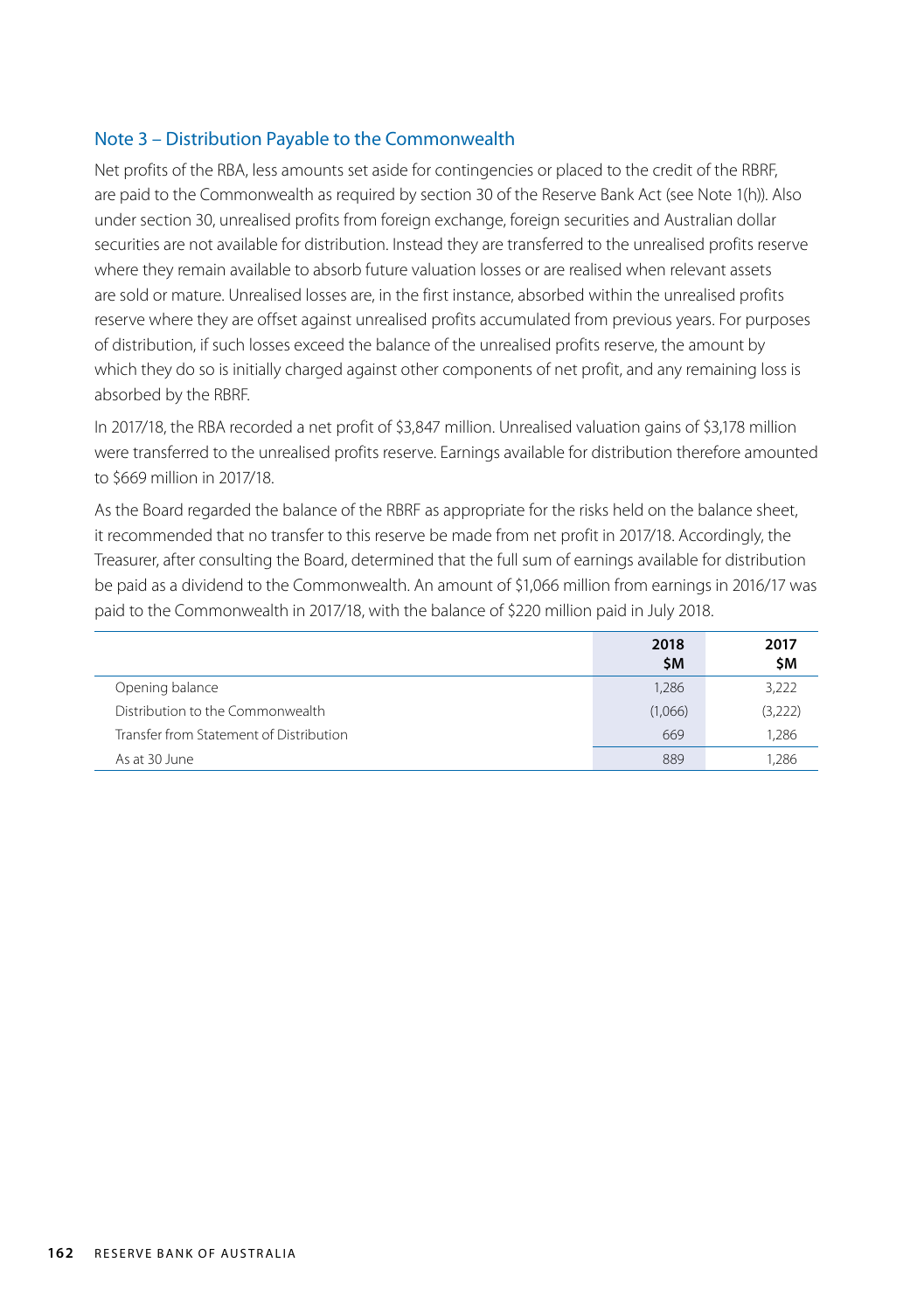## Note 3 – Distribution Payable to the Commonwealth

Net profits of the RBA, less amounts set aside for contingencies or placed to the credit of the RBRF, are paid to the Commonwealth as required by section 30 of the Reserve Bank Act (see Note 1(h)). Also under section 30, unrealised profits from foreign exchange, foreign securities and Australian dollar securities are not available for distribution. Instead they are transferred to the unrealised profits reserve where they remain available to absorb future valuation losses or are realised when relevant assets are sold or mature. Unrealised losses are, in the first instance, absorbed within the unrealised profits reserve where they are offset against unrealised profits accumulated from previous years. For purposes of distribution, if such losses exceed the balance of the unrealised profits reserve, the amount by which they do so is initially charged against other components of net profit, and any remaining loss is absorbed by the RBRF.

In 2017/18, the RBA recorded a net profit of $3,847 million. Unrealised valuation gains of $3,178 million were transferred to the unrealised profits reserve. Earnings available for distribution therefore amounted to $669 million in 2017/18.

As the Board regarded the balance of the RBRF as appropriate for the risks held on the balance sheet, it recommended that no transfer to this reserve be made from net profit in 2017/18. Accordingly, the Treasurer, after consulting the Board, determined that the full sum of earnings available for distribution be paid as a dividend to the Commonwealth. An amount of $1,066 million from earnings in 2016/17 was paid to the Commonwealth in 2017/18, with the balance of $220 million paid in July 2018.

| | 2018 $M | 2017 $M |
|---|---|---|
| Opening balance | 1,286 | 3,222 |
| Distribution to the Commonwealth | (1,066) | (3,222) |
| Transfer from Statement of Distribution | 669 | 1,286 |
| As at 30 June | 889 | 1,286 |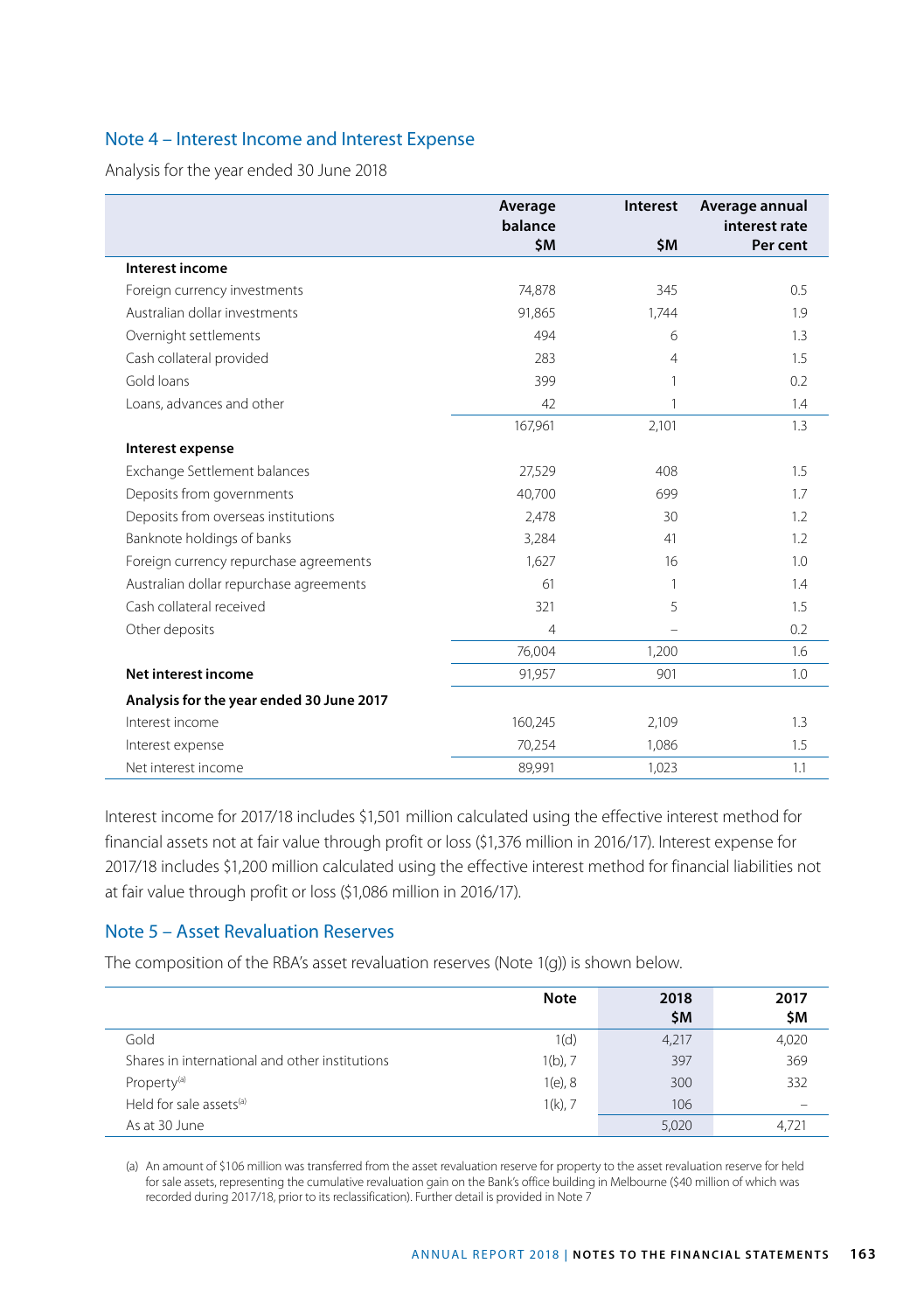## Note 4 – Interest Income and Interest Expense

Analysis for the year ended 30 June 2018

| | Average balance $M | Interest $M | Average annual interest rate Per cent |
|---|---|---|---|
| **Interest income** | | | |
| Foreign currency investments | 74,878 | 345 | 0.5 |
| Australian dollar investments | 91,865 | 1,744 | 1.9 |
| Overnight settlements | 494 | 6 | 1.3 |
| Cash collateral provided | 283 | 4 | 1.5 |
| Gold loans | 399 | 1 | 0.2 |
| Loans, advances and other | 42 | 1 | 1.4 |
| | 167,961 | 2,101 | 1.3 |
| **Interest expense** | | | |
| Exchange Settlement balances | 27,529 | 408 | 1.5 |
| Deposits from governments | 40,700 | 699 | 1.7 |
| Deposits from overseas institutions | 2,478 | 30 | 1.2 |
| Banknote holdings of banks | 3,284 | 41 | 1.2 |
| Foreign currency repurchase agreements | 1,627 | 16 | 1.0 |
| Australian dollar repurchase agreements | 61 | 1 | 1.4 |
| Cash collateral received | 321 | 5 | 1.5 |
| Other deposits | 4 | – | 0.2 |
| | 76,004 | 1,200 | 1.6 |
| **Net interest income** | 91,957 | 901 | 1.0 |
| **Analysis for the year ended 30 June 2017** | | | |
| Interest income | 160,245 | 2,109 | 1.3 |
| Interest expense | 70,254 | 1,086 | 1.5 |
| Net interest income | 89,991 | 1,023 | 1.1 |

Interest income for 2017/18 includes $1,501 million calculated using the effective interest method for financial assets not at fair value through profit or loss ($1,376 million in 2016/17). Interest expense for 2017/18 includes $1,200 million calculated using the effective interest method for financial liabilities not at fair value through profit or loss ($1,086 million in 2016/17).

## Note 5 – Asset Revaluation Reserves

The composition of the RBA's asset revaluation reserves (Note 1(g)) is shown below.

| | Note | 2018 $M | 2017 $M |
|---|---|---|---|
| Gold | 1(d) | 4,217 | 4,020 |
| Shares in international and other institutions | 1(b), 7 | 397 | 369 |
| Property[a] | 1(e), 8 | 300 | 332 |
| Held for sale assets[a] | 1(k), 7 | 106 | – |
| As at 30 June | | 5,020 | 4,721 |

(a) An amount of $106 million was transferred from the asset revaluation reserve for property to the asset revaluation reserve for held for sale assets, representing the cumulative revaluation gain on the Bank's office building in Melbourne ($40 million of which was recorded during 2017/18, prior to its reclassification). Further detail is provided in Note 7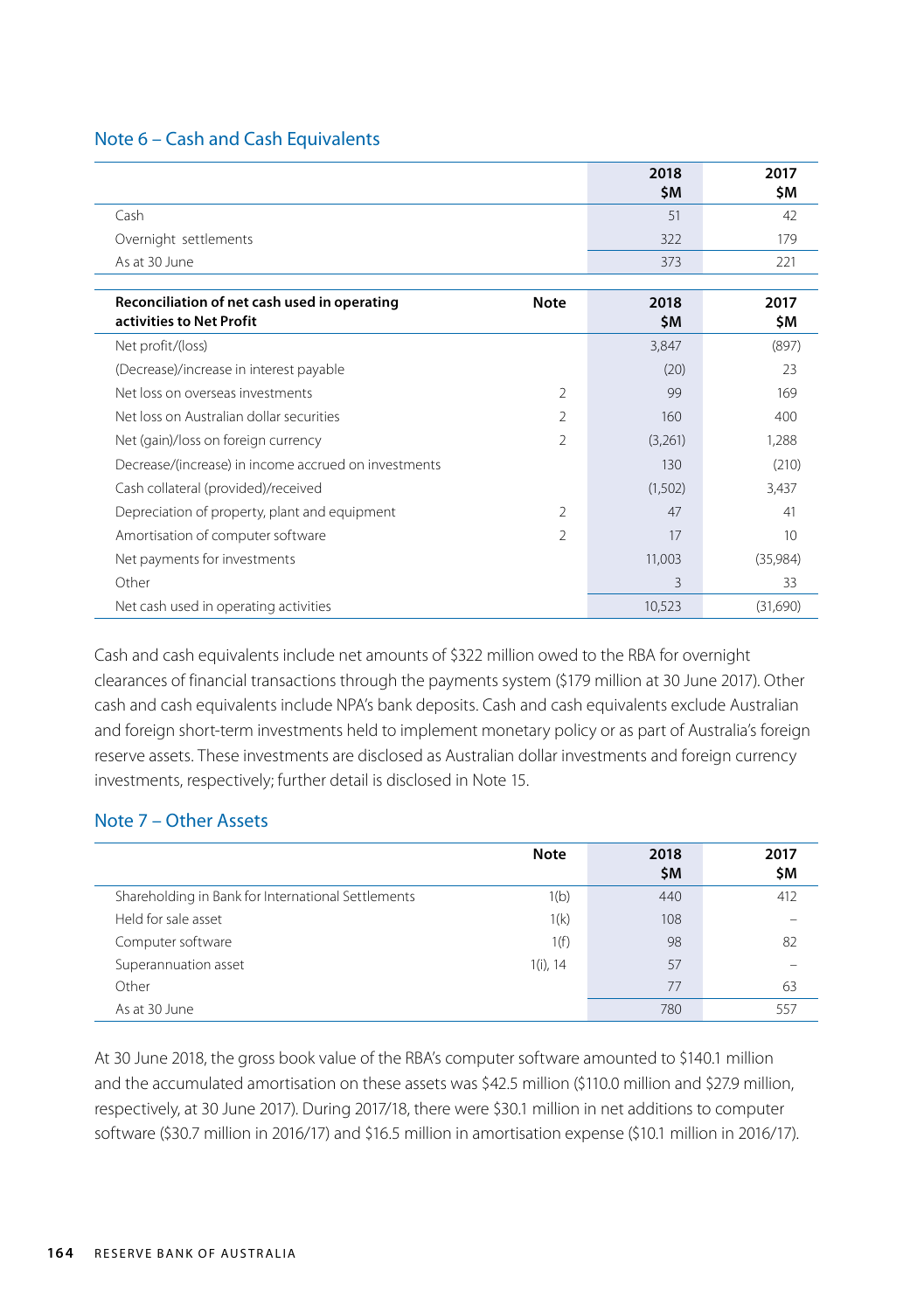## Note 6 – Cash and Cash Equivalents

| | 2018 $M | 2017 $M |
|---|---|---|
| Cash | 51 | 42 |
| Overnight settlements | 322 | 179 |
| As at 30 June | 373 | 221 |

| **Reconciliation of net cash used in operating activities to Net Profit** | **Note** | **2018 $M** | **2017 $M** |
|---|---|---|---|
| Net profit/(loss) | | 3,847 | (897) |
| (Decrease)/increase in interest payable | | (20) | 23 |
| Net loss on overseas investments | 2 | 99 | 169 |
| Net loss on Australian dollar securities | 2 | 160 | 400 |
| Net (gain)/loss on foreign currency | 2 | (3,261) | 1,288 |
| Decrease/(increase) in income accrued on investments | | 130 | (210) |
| Cash collateral (provided)/received | | (1,502) | 3,437 |
| Depreciation of property, plant and equipment | 2 | 47 | 41 |
| Amortisation of computer software | 2 | 17 | 10 |
| Net payments for investments | | 11,003 | (35,984) |
| Other | | 3 | 33 |
| Net cash used in operating activities | | 10,523 | (31,690) |

Cash and cash equivalents include net amounts of $322 million owed to the RBA for overnight clearances of financial transactions through the payments system ($179 million at 30 June 2017). Other cash and cash equivalents include NPA's bank deposits. Cash and cash equivalents exclude Australian and foreign short-term investments held to implement monetary policy or as part of Australia's foreign reserve assets. These investments are disclosed as Australian dollar investments and foreign currency investments, respectively; further detail is disclosed in Note 15.

## Note 7 – Other Assets

| | **Note** | **2018 $M** | **2017 $M** |
|---|---|---|---|
| Shareholding in Bank for International Settlements | 1(b) | 440 | 412 |
| Held for sale asset | 1(k) | 108 | – |
| Computer software | 1(f) | 98 | 82 |
| Superannuation asset | 1(i), 14 | 57 | – |
| Other | | 77 | 63 |
| As at 30 June | | 780 | 557 |

At 30 June 2018, the gross book value of the RBA's computer software amounted to $140.1 million and the accumulated amortisation on these assets was $42.5 million ($110.0 million and $27.9 million, respectively, at 30 June 2017). During 2017/18, there were $30.1 million in net additions to computer software ($30.7 million in 2016/17) and $16.5 million in amortisation expense ($10.1 million in 2016/17).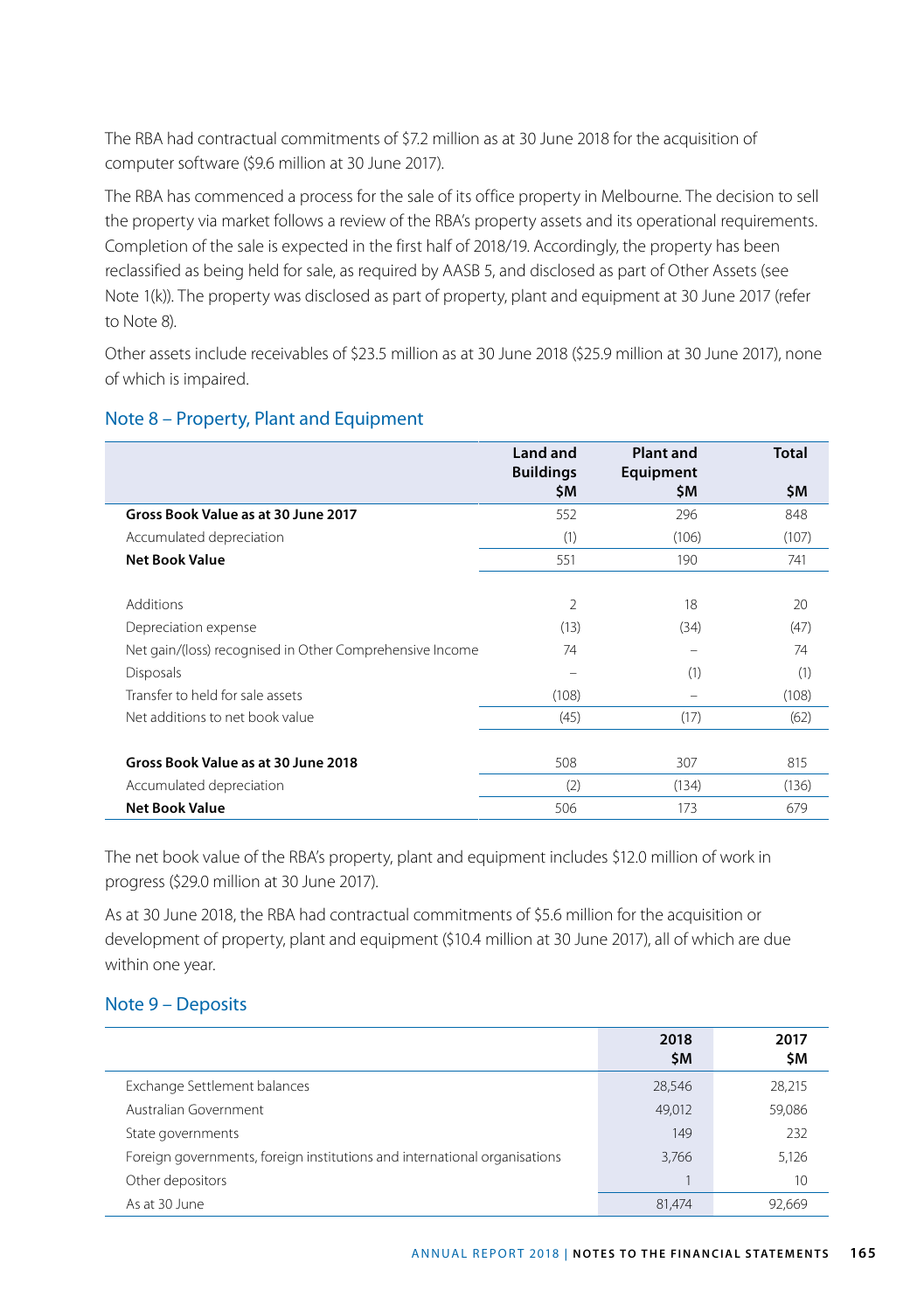The RBA had contractual commitments of $7.2 million as at 30 June 2018 for the acquisition of computer software ($9.6 million at 30 June 2017).

The RBA has commenced a process for the sale of its office property in Melbourne. The decision to sell the property via market follows a review of the RBA's property assets and its operational requirements. Completion of the sale is expected in the first half of 2018/19. Accordingly, the property has been reclassified as being held for sale, as required by AASB 5, and disclosed as part of Other Assets (see Note 1(k)). The property was disclosed as part of property, plant and equipment at 30 June 2017 (refer to Note 8).

Other assets include receivables of $23.5 million as at 30 June 2018 ($25.9 million at 30 June 2017), none of which is impaired.

## Note 8 – Property, Plant and Equipment

| | Land and Buildings $M | Plant and Equipment $M | Total $M |
|---|---|---|---|
| **Gross Book Value as at 30 June 2017** | 552 | 296 | 848 |
| Accumulated depreciation | (1) | (106) | (107) |
| **Net Book Value** | 551 | 190 | 741 |
| | | | |
| Additions | 2 | 18 | 20 |
| Depreciation expense | (13) | (34) | (47) |
| Net gain/(loss) recognised in Other Comprehensive Income | 74 | – | 74 |
| Disposals | – | (1) | (1) |
| Transfer to held for sale assets | (108) | – | (108) |
| Net additions to net book value | (45) | (17) | (62) |
| | | | |
| **Gross Book Value as at 30 June 2018** | 508 | 307 | 815 |
| Accumulated depreciation | (2) | (134) | (136) |
| **Net Book Value** | 506 | 173 | 679 |

The net book value of the RBA's property, plant and equipment includes $12.0 million of work in progress ($29.0 million at 30 June 2017).

As at 30 June 2018, the RBA had contractual commitments of $5.6 million for the acquisition or development of property, plant and equipment ($10.4 million at 30 June 2017), all of which are due within one year.

## Note 9 – Deposits

| | 2018 $M | 2017 $M |
|---|---|---|
| Exchange Settlement balances | 28,546 | 28,215 |
| Australian Government | 49,012 | 59,086 |
| State governments | 149 | 232 |
| Foreign governments, foreign institutions and international organisations | 3,766 | 5,126 |
| Other depositors | 1 | 10 |
| As at 30 June | 81,474 | 92,669 |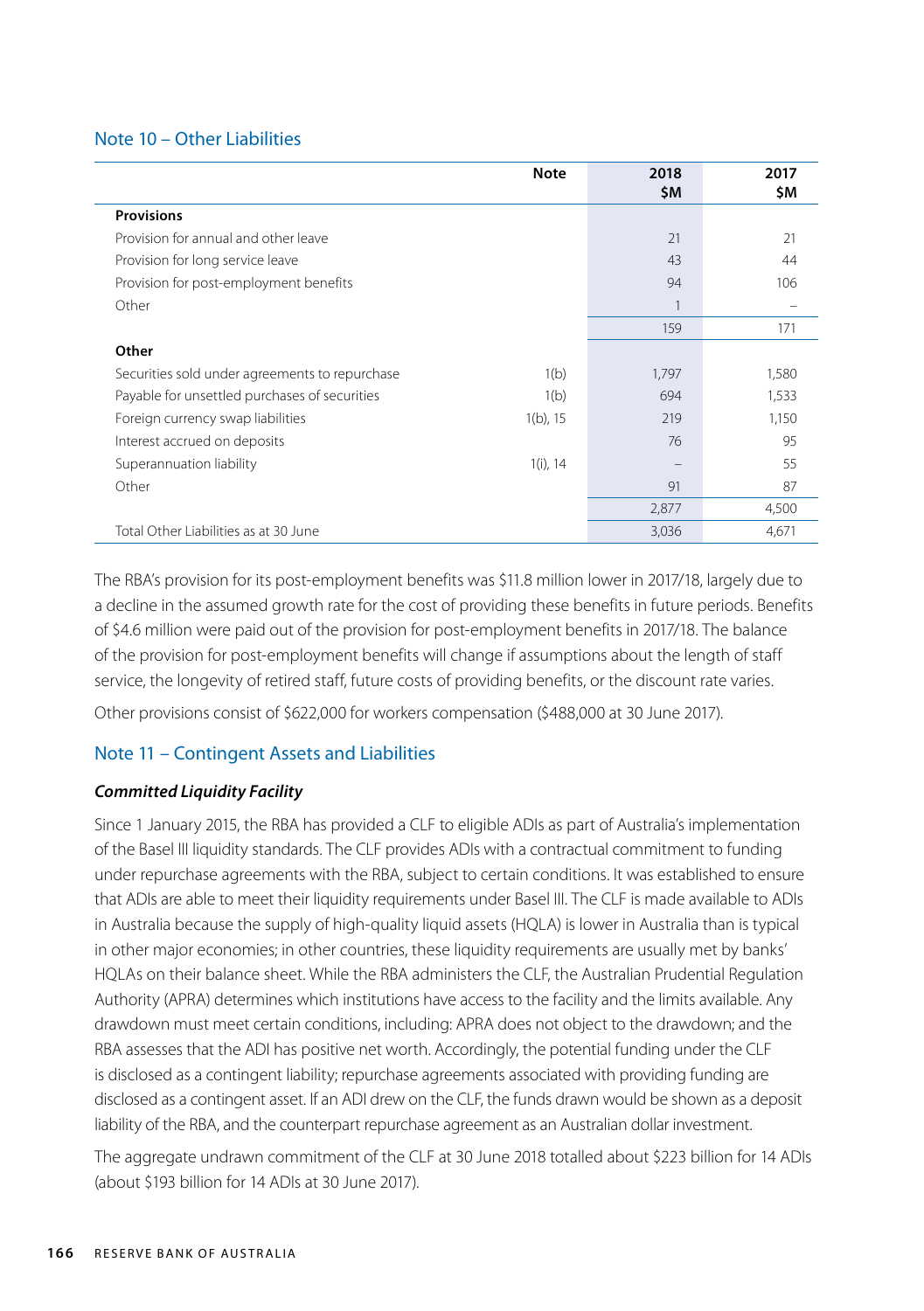## Note 10 – Other Liabilities

| | Note | 2018 $M | 2017 $M |
|---|---|---|---|
| **Provisions** | | | |
| Provision for annual and other leave | | 21 | 21 |
| Provision for long service leave | | 43 | 44 |
| Provision for post-employment benefits | | 94 | 106 |
| Other | | 1 | – |
| | | 159 | 171 |
| **Other** | | | |
| Securities sold under agreements to repurchase | 1(b) | 1,797 | 1,580 |
| Payable for unsettled purchases of securities | 1(b) | 694 | 1,533 |
| Foreign currency swap liabilities | 1(b), 15 | 219 | 1,150 |
| Interest accrued on deposits | | 76 | 95 |
| Superannuation liability | 1(i), 14 | – | 55 |
| Other | | 91 | 87 |
| | | 2,877 | 4,500 |
| Total Other Liabilities as at 30 June | | 3,036 | 4,671 |

The RBA's provision for its post-employment benefits was $11.8 million lower in 2017/18, largely due to a decline in the assumed growth rate for the cost of providing these benefits in future periods. Benefits of $4.6 million were paid out of the provision for post-employment benefits in 2017/18. The balance of the provision for post-employment benefits will change if assumptions about the length of staff service, the longevity of retired staff, future costs of providing benefits, or the discount rate varies.

Other provisions consist of $622,000 for workers compensation ($488,000 at 30 June 2017).

## Note 11 – Contingent Assets and Liabilities

### *Committed Liquidity Facility*

Since 1 January 2015, the RBA has provided a CLF to eligible ADIs as part of Australia's implementation of the Basel III liquidity standards. The CLF provides ADIs with a contractual commitment to funding under repurchase agreements with the RBA, subject to certain conditions. It was established to ensure that ADIs are able to meet their liquidity requirements under Basel III. The CLF is made available to ADIs in Australia because the supply of high-quality liquid assets (HQLA) is lower in Australia than is typical in other major economies; in other countries, these liquidity requirements are usually met by banks' HQLAs on their balance sheet. While the RBA administers the CLF, the Australian Prudential Regulation Authority (APRA) determines which institutions have access to the facility and the limits available. Any drawdown must meet certain conditions, including: APRA does not object to the drawdown; and the RBA assesses that the ADI has positive net worth. Accordingly, the potential funding under the CLF is disclosed as a contingent liability; repurchase agreements associated with providing funding are disclosed as a contingent asset. If an ADI drew on the CLF, the funds drawn would be shown as a deposit liability of the RBA, and the counterpart repurchase agreement as an Australian dollar investment.

The aggregate undrawn commitment of the CLF at 30 June 2018 totalled about $223 billion for 14 ADIs (about $193 billion for 14 ADIs at 30 June 2017).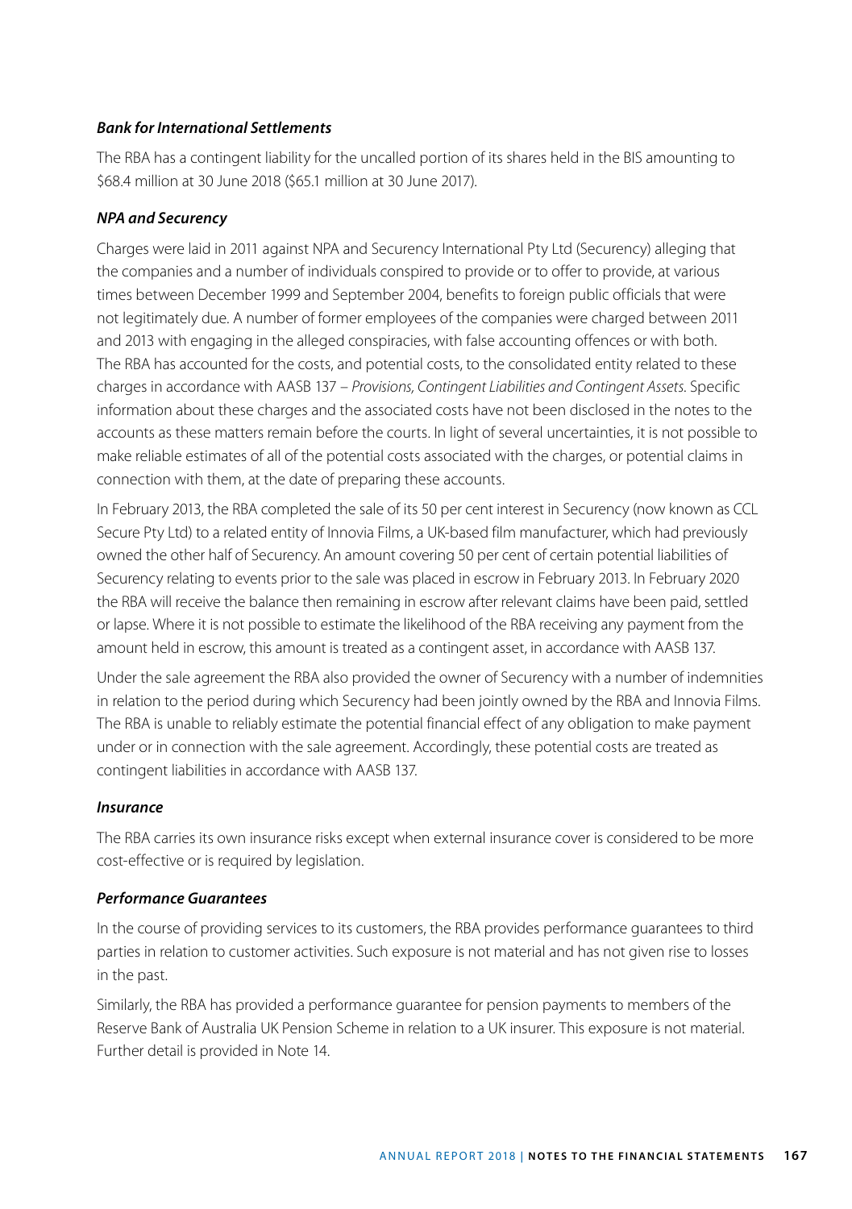***Bank for International Settlements***

The RBA has a contingent liability for the uncalled portion of its shares held in the BIS amounting to $68.4 million at 30 June 2018 ($65.1 million at 30 June 2017).

***NPA and Securency***

Charges were laid in 2011 against NPA and Securency International Pty Ltd (Securency) alleging that the companies and a number of individuals conspired to provide or to offer to provide, at various times between December 1999 and September 2004, benefits to foreign public officials that were not legitimately due. A number of former employees of the companies were charged between 2011 and 2013 with engaging in the alleged conspiracies, with false accounting offences or with both. The RBA has accounted for the costs, and potential costs, to the consolidated entity related to these charges in accordance with AASB 137 – *Provisions, Contingent Liabilities and Contingent Assets*. Specific information about these charges and the associated costs have not been disclosed in the notes to the accounts as these matters remain before the courts. In light of several uncertainties, it is not possible to make reliable estimates of all of the potential costs associated with the charges, or potential claims in connection with them, at the date of preparing these accounts.

In February 2013, the RBA completed the sale of its 50 per cent interest in Securency (now known as CCL Secure Pty Ltd) to a related entity of Innovia Films, a UK-based film manufacturer, which had previously owned the other half of Securency. An amount covering 50 per cent of certain potential liabilities of Securency relating to events prior to the sale was placed in escrow in February 2013. In February 2020 the RBA will receive the balance then remaining in escrow after relevant claims have been paid, settled or lapse. Where it is not possible to estimate the likelihood of the RBA receiving any payment from the amount held in escrow, this amount is treated as a contingent asset, in accordance with AASB 137.

Under the sale agreement the RBA also provided the owner of Securency with a number of indemnities in relation to the period during which Securency had been jointly owned by the RBA and Innovia Films. The RBA is unable to reliably estimate the potential financial effect of any obligation to make payment under or in connection with the sale agreement. Accordingly, these potential costs are treated as contingent liabilities in accordance with AASB 137.

***Insurance***

The RBA carries its own insurance risks except when external insurance cover is considered to be more cost-effective or is required by legislation.

***Performance Guarantees***

In the course of providing services to its customers, the RBA provides performance guarantees to third parties in relation to customer activities. Such exposure is not material and has not given rise to losses in the past.

Similarly, the RBA has provided a performance guarantee for pension payments to members of the Reserve Bank of Australia UK Pension Scheme in relation to a UK insurer. This exposure is not material. Further detail is provided in Note 14.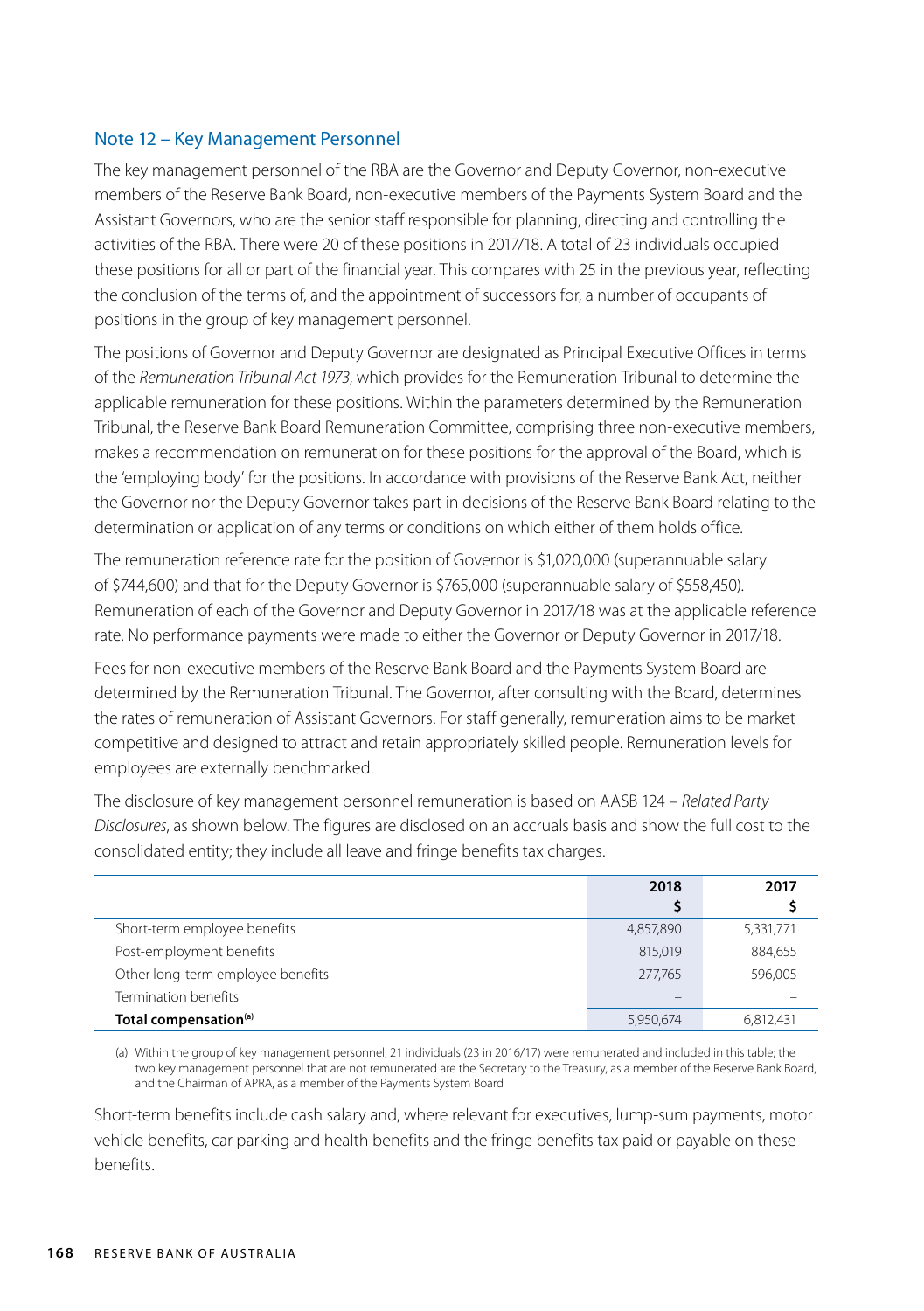## Note 12 – Key Management Personnel

The key management personnel of the RBA are the Governor and Deputy Governor, non-executive members of the Reserve Bank Board, non-executive members of the Payments System Board and the Assistant Governors, who are the senior staff responsible for planning, directing and controlling the activities of the RBA. There were 20 of these positions in 2017/18. A total of 23 individuals occupied these positions for all or part of the financial year. This compares with 25 in the previous year, reflecting the conclusion of the terms of, and the appointment of successors for, a number of occupants of positions in the group of key management personnel.

The positions of Governor and Deputy Governor are designated as Principal Executive Offices in terms of the *Remuneration Tribunal Act 1973*, which provides for the Remuneration Tribunal to determine the applicable remuneration for these positions. Within the parameters determined by the Remuneration Tribunal, the Reserve Bank Board Remuneration Committee, comprising three non-executive members, makes a recommendation on remuneration for these positions for the approval of the Board, which is the 'employing body' for the positions. In accordance with provisions of the Reserve Bank Act, neither the Governor nor the Deputy Governor takes part in decisions of the Reserve Bank Board relating to the determination or application of any terms or conditions on which either of them holds office.

The remuneration reference rate for the position of Governor is $1,020,000 (superannuable salary of $744,600) and that for the Deputy Governor is $765,000 (superannuable salary of $558,450). Remuneration of each of the Governor and Deputy Governor in 2017/18 was at the applicable reference rate. No performance payments were made to either the Governor or Deputy Governor in 2017/18.

Fees for non-executive members of the Reserve Bank Board and the Payments System Board are determined by the Remuneration Tribunal. The Governor, after consulting with the Board, determines the rates of remuneration of Assistant Governors. For staff generally, remuneration aims to be market competitive and designed to attract and retain appropriately skilled people. Remuneration levels for employees are externally benchmarked.

The disclosure of key management personnel remuneration is based on AASB 124 – *Related Party Disclosures*, as shown below. The figures are disclosed on an accruals basis and show the full cost to the consolidated entity; they include all leave and fringe benefits tax charges.

| | 2018<br>$ | 2017<br>$ |
|---|---|---|
| Short-term employee benefits | 4,857,890 | 5,331,771 |
| Post-employment benefits | 815,019 | 884,655 |
| Other long-term employee benefits | 277,765 | 596,005 |
| Termination benefits | – | – |
| **Total compensation[(a)]** | 5,950,674 | 6,812,431 |

(a) Within the group of key management personnel, 21 individuals (23 in 2016/17) were remunerated and included in this table; the two key management personnel that are not remunerated are the Secretary to the Treasury, as a member of the Reserve Bank Board, and the Chairman of APRA, as a member of the Payments System Board

Short-term benefits include cash salary and, where relevant for executives, lump-sum payments, motor vehicle benefits, car parking and health benefits and the fringe benefits tax paid or payable on these benefits.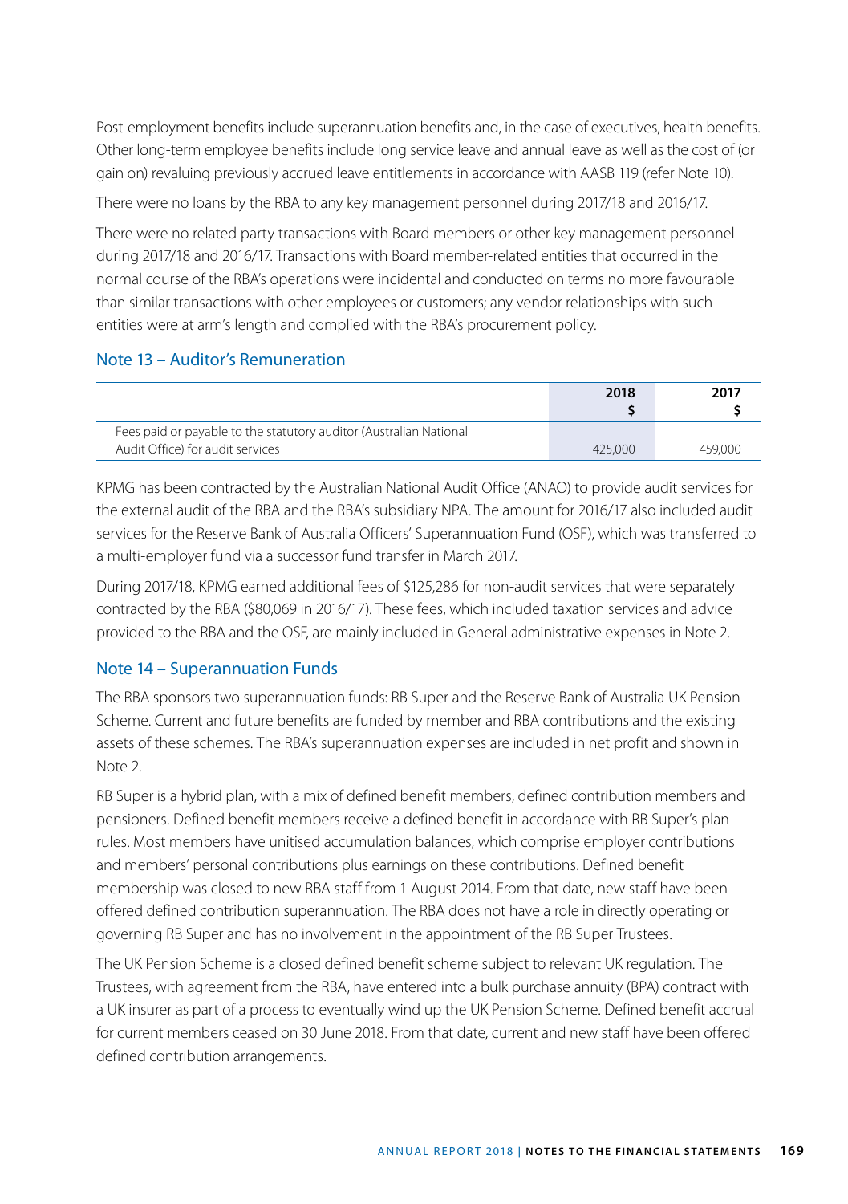Post-employment benefits include superannuation benefits and, in the case of executives, health benefits. Other long-term employee benefits include long service leave and annual leave as well as the cost of (or gain on) revaluing previously accrued leave entitlements in accordance with AASB 119 (refer Note 10).

There were no loans by the RBA to any key management personnel during 2017/18 and 2016/17.

There were no related party transactions with Board members or other key management personnel during 2017/18 and 2016/17. Transactions with Board member-related entities that occurred in the normal course of the RBA's operations were incidental and conducted on terms no more favourable than similar transactions with other employees or customers; any vendor relationships with such entities were at arm's length and complied with the RBA's procurement policy.

## Note 13 – Auditor's Remuneration

| | **2018** **$** | **2017** **$** |
|---|---|---|
| Fees paid or payable to the statutory auditor (Australian National Audit Office) for audit services | 425,000 | 459,000 |

KPMG has been contracted by the Australian National Audit Office (ANAO) to provide audit services for the external audit of the RBA and the RBA's subsidiary NPA. The amount for 2016/17 also included audit services for the Reserve Bank of Australia Officers' Superannuation Fund (OSF), which was transferred to a multi-employer fund via a successor fund transfer in March 2017.

During 2017/18, KPMG earned additional fees of $125,286 for non-audit services that were separately contracted by the RBA ($80,069 in 2016/17). These fees, which included taxation services and advice provided to the RBA and the OSF, are mainly included in General administrative expenses in Note 2.

## Note 14 – Superannuation Funds

The RBA sponsors two superannuation funds: RB Super and the Reserve Bank of Australia UK Pension Scheme. Current and future benefits are funded by member and RBA contributions and the existing assets of these schemes. The RBA's superannuation expenses are included in net profit and shown in Note 2.

RB Super is a hybrid plan, with a mix of defined benefit members, defined contribution members and pensioners. Defined benefit members receive a defined benefit in accordance with RB Super's plan rules. Most members have unitised accumulation balances, which comprise employer contributions and members' personal contributions plus earnings on these contributions. Defined benefit membership was closed to new RBA staff from 1 August 2014. From that date, new staff have been offered defined contribution superannuation. The RBA does not have a role in directly operating or governing RB Super and has no involvement in the appointment of the RB Super Trustees.

The UK Pension Scheme is a closed defined benefit scheme subject to relevant UK regulation. The Trustees, with agreement from the RBA, have entered into a bulk purchase annuity (BPA) contract with a UK insurer as part of a process to eventually wind up the UK Pension Scheme. Defined benefit accrual for current members ceased on 30 June 2018. From that date, current and new staff have been offered defined contribution arrangements.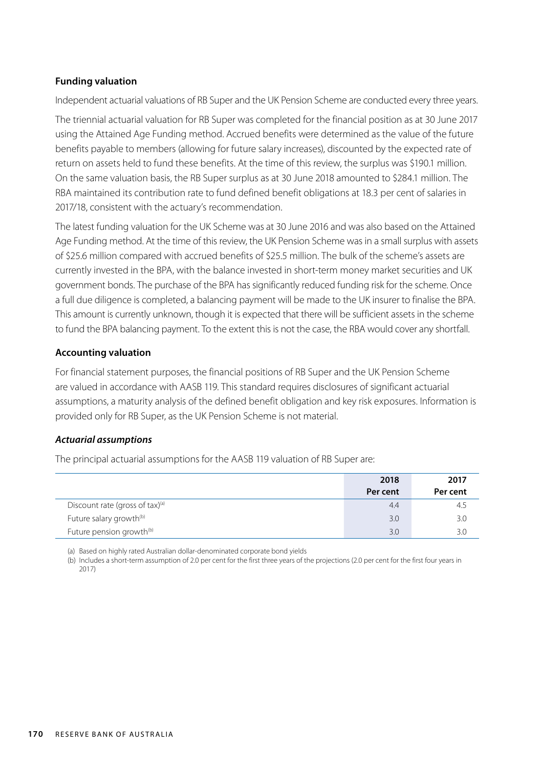### Funding valuation

Independent actuarial valuations of RB Super and the UK Pension Scheme are conducted every three years.

The triennial actuarial valuation for RB Super was completed for the financial position as at 30 June 2017 using the Attained Age Funding method. Accrued benefits were determined as the value of the future benefits payable to members (allowing for future salary increases), discounted by the expected rate of return on assets held to fund these benefits. At the time of this review, the surplus was $190.1 million. On the same valuation basis, the RB Super surplus as at 30 June 2018 amounted to $284.1 million. The RBA maintained its contribution rate to fund defined benefit obligations at 18.3 per cent of salaries in 2017/18, consistent with the actuary's recommendation.

The latest funding valuation for the UK Scheme was at 30 June 2016 and was also based on the Attained Age Funding method. At the time of this review, the UK Pension Scheme was in a small surplus with assets of $25.6 million compared with accrued benefits of $25.5 million. The bulk of the scheme's assets are currently invested in the BPA, with the balance invested in short-term money market securities and UK government bonds. The purchase of the BPA has significantly reduced funding risk for the scheme. Once a full due diligence is completed, a balancing payment will be made to the UK insurer to finalise the BPA. This amount is currently unknown, though it is expected that there will be sufficient assets in the scheme to fund the BPA balancing payment. To the extent this is not the case, the RBA would cover any shortfall.

### Accounting valuation

For financial statement purposes, the financial positions of RB Super and the UK Pension Scheme are valued in accordance with AASB 119. This standard requires disclosures of significant actuarial assumptions, a maturity analysis of the defined benefit obligation and key risk exposures. Information is provided only for RB Super, as the UK Pension Scheme is not material.

#### *Actuarial assumptions*

The principal actuarial assumptions for the AASB 119 valuation of RB Super are:

| | 2018<br>Per cent | 2017<br>Per cent |
|---|---|---|
| Discount rate (gross of tax)[(a)] | 4.4 | 4.5 |
| Future salary growth[(b)] | 3.0 | 3.0 |
| Future pension growth[(b)] | 3.0 | 3.0 |

(a) Based on highly rated Australian dollar-denominated corporate bond yields

(b) Includes a short-term assumption of 2.0 per cent for the first three years of the projections (2.0 per cent for the first four years in 2017)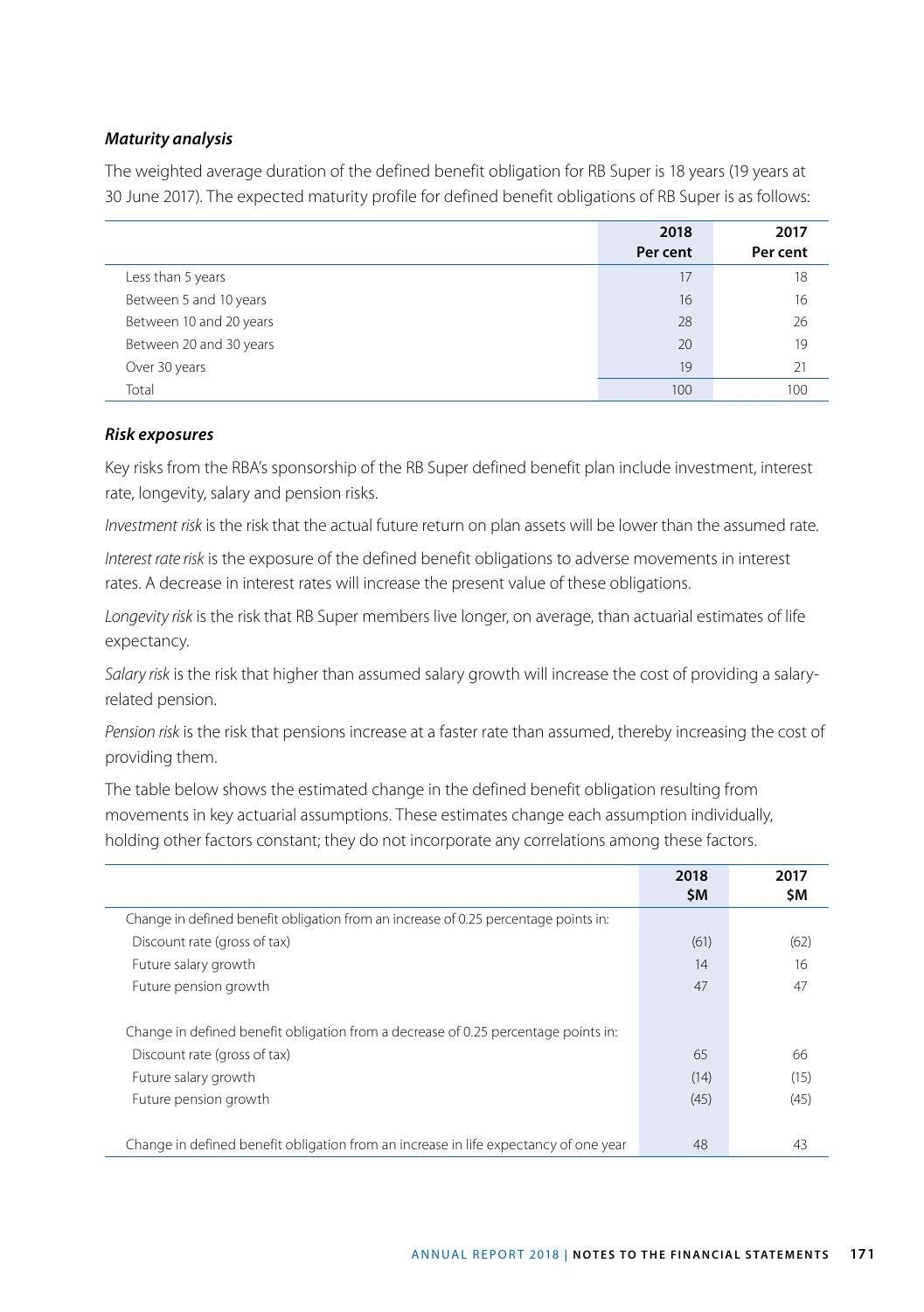### *Maturity analysis*

The weighted average duration of the defined benefit obligation for RB Super is 18 years (19 years at 30 June 2017). The expected maturity profile for defined benefit obligations of RB Super is as follows:

| | 2018 Per cent | 2017 Per cent |
|---|---|---|
| Less than 5 years | 17 | 18 |
| Between 5 and 10 years | 16 | 16 |
| Between 10 and 20 years | 28 | 26 |
| Between 20 and 30 years | 20 | 19 |
| Over 30 years | 19 | 21 |
| Total | 100 | 100 |

### *Risk exposures*

Key risks from the RBA's sponsorship of the RB Super defined benefit plan include investment, interest rate, longevity, salary and pension risks.

*Investment risk* is the risk that the actual future return on plan assets will be lower than the assumed rate.

*Interest rate risk* is the exposure of the defined benefit obligations to adverse movements in interest rates. A decrease in interest rates will increase the present value of these obligations.

*Longevity risk* is the risk that RB Super members live longer, on average, than actuarial estimates of life expectancy.

*Salary risk* is the risk that higher than assumed salary growth will increase the cost of providing a salary-related pension.

*Pension risk* is the risk that pensions increase at a faster rate than assumed, thereby increasing the cost of providing them.

The table below shows the estimated change in the defined benefit obligation resulting from movements in key actuarial assumptions. These estimates change each assumption individually, holding other factors constant; they do not incorporate any correlations among these factors.

| | 2018 $M | 2017 $M |
|---|---|---|
| Change in defined benefit obligation from an increase of 0.25 percentage points in: | | |
| Discount rate (gross of tax) | (61) | (62) |
| Future salary growth | 14 | 16 |
| Future pension growth | 47 | 47 |
| | | |
| Change in defined benefit obligation from a decrease of 0.25 percentage points in: | | |
| Discount rate (gross of tax) | 65 | 66 |
| Future salary growth | (14) | (15) |
| Future pension growth | (45) | (45) |
| | | |
| Change in defined benefit obligation from an increase in life expectancy of one year | 48 | 43 |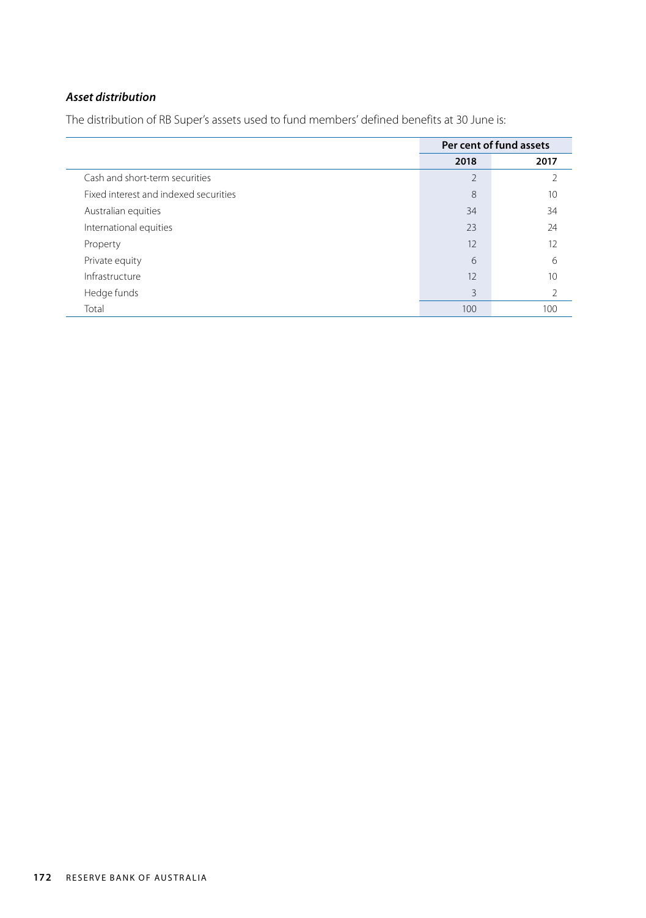### *Asset distribution*

The distribution of RB Super's assets used to fund members' defined benefits at 30 June is:

| | Per cent of fund assets | |
|---|---|---|
| | 2018 | 2017 |
| Cash and short-term securities | 2 | 2 |
| Fixed interest and indexed securities | 8 | 10 |
| Australian equities | 34 | 34 |
| International equities | 23 | 24 |
| Property | 12 | 12 |
| Private equity | 6 | 6 |
| Infrastructure | 12 | 10 |
| Hedge funds | 3 | 2 |
| Total | 100 | 100 |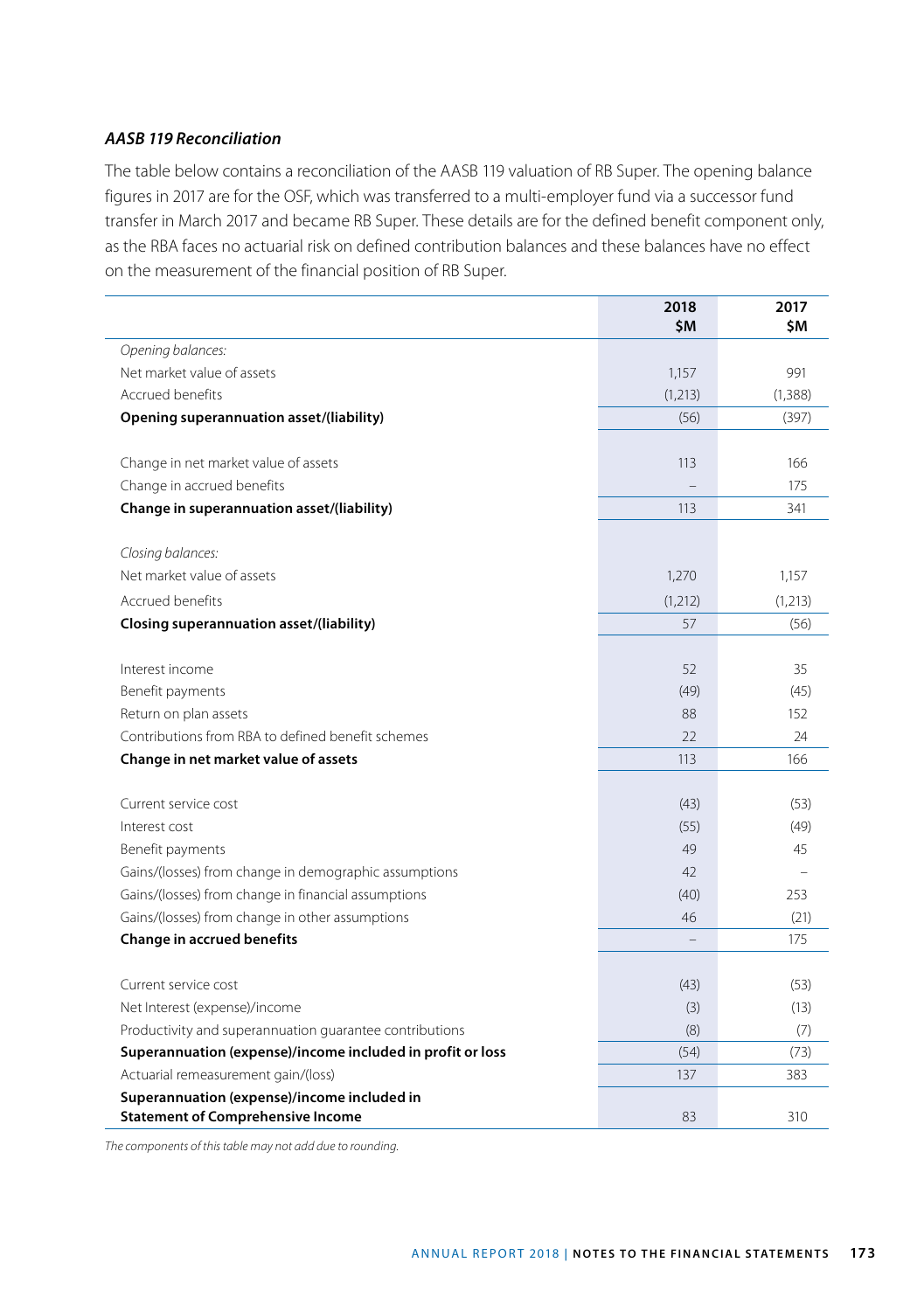### *AASB 119 Reconciliation*

The table below contains a reconciliation of the AASB 119 valuation of RB Super. The opening balance figures in 2017 are for the OSF, which was transferred to a multi-employer fund via a successor fund transfer in March 2017 and became RB Super. These details are for the defined benefit component only, as the RBA faces no actuarial risk on defined contribution balances and these balances have no effect on the measurement of the financial position of RB Super.

| | 2018 $M | 2017 $M |
|---|---|---|
| *Opening balances:* | | |
| Net market value of assets | 1,157 | 991 |
| Accrued benefits | (1,213) | (1,388) |
| **Opening superannuation asset/(liability)** | (56) | (397) |
| | | |
| Change in net market value of assets | 113 | 166 |
| Change in accrued benefits | – | 175 |
| **Change in superannuation asset/(liability)** | 113 | 341 |
| | | |
| *Closing balances:* | | |
| Net market value of assets | 1,270 | 1,157 |
| Accrued benefits | (1,212) | (1,213) |
| **Closing superannuation asset/(liability)** | 57 | (56) |
| | | |
| Interest income | 52 | 35 |
| Benefit payments | (49) | (45) |
| Return on plan assets | 88 | 152 |
| Contributions from RBA to defined benefit schemes | 22 | 24 |
| **Change in net market value of assets** | 113 | 166 |
| | | |
| Current service cost | (43) | (53) |
| Interest cost | (55) | (49) |
| Benefit payments | 49 | 45 |
| Gains/(losses) from change in demographic assumptions | 42 | – |
| Gains/(losses) from change in financial assumptions | (40) | 253 |
| Gains/(losses) from change in other assumptions | 46 | (21) |
| **Change in accrued benefits** | – | 175 |
| | | |
| Current service cost | (43) | (53) |
| Net Interest (expense)/income | (3) | (13) |
| Productivity and superannuation guarantee contributions | (8) | (7) |
| **Superannuation (expense)/income included in profit or loss** | (54) | (73) |
| Actuarial remeasurement gain/(loss) | 137 | 383 |
| **Superannuation (expense)/income included in Statement of Comprehensive Income** | 83 | 310 |

*The components of this table may not add due to rounding.*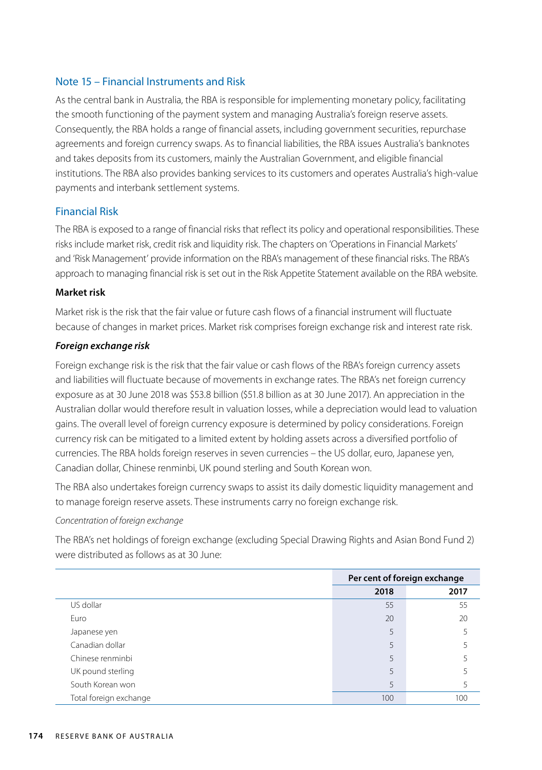## Note 15 – Financial Instruments and Risk

As the central bank in Australia, the RBA is responsible for implementing monetary policy, facilitating the smooth functioning of the payment system and managing Australia's foreign reserve assets. Consequently, the RBA holds a range of financial assets, including government securities, repurchase agreements and foreign currency swaps. As to financial liabilities, the RBA issues Australia's banknotes and takes deposits from its customers, mainly the Australian Government, and eligible financial institutions. The RBA also provides banking services to its customers and operates Australia's high-value payments and interbank settlement systems.

### Financial Risk

The RBA is exposed to a range of financial risks that reflect its policy and operational responsibilities. These risks include market risk, credit risk and liquidity risk. The chapters on 'Operations in Financial Markets' and 'Risk Management' provide information on the RBA's management of these financial risks. The RBA's approach to managing financial risk is set out in the Risk Appetite Statement available on the RBA website.

**Market risk**

Market risk is the risk that the fair value or future cash flows of a financial instrument will fluctuate because of changes in market prices. Market risk comprises foreign exchange risk and interest rate risk.

***Foreign exchange risk***

Foreign exchange risk is the risk that the fair value or cash flows of the RBA's foreign currency assets and liabilities will fluctuate because of movements in exchange rates. The RBA's net foreign currency exposure as at 30 June 2018 was $53.8 billion ($51.8 billion as at 30 June 2017). An appreciation in the Australian dollar would therefore result in valuation losses, while a depreciation would lead to valuation gains. The overall level of foreign currency exposure is determined by policy considerations. Foreign currency risk can be mitigated to a limited extent by holding assets across a diversified portfolio of currencies. The RBA holds foreign reserves in seven currencies – the US dollar, euro, Japanese yen, Canadian dollar, Chinese renminbi, UK pound sterling and South Korean won.

The RBA also undertakes foreign currency swaps to assist its daily domestic liquidity management and to manage foreign reserve assets. These instruments carry no foreign exchange risk.

*Concentration of foreign exchange*

The RBA's net holdings of foreign exchange (excluding Special Drawing Rights and Asian Bond Fund 2) were distributed as follows as at 30 June:

| | Per cent of foreign exchange | |
|---|---|---|
| | **2018** | **2017** |
| US dollar | 55 | 55 |
| Euro | 20 | 20 |
| Japanese yen | 5 | 5 |
| Canadian dollar | 5 | 5 |
| Chinese renminbi | 5 | 5 |
| UK pound sterling | 5 | 5 |
| South Korean won | 5 | 5 |
| Total foreign exchange | 100 | 100 |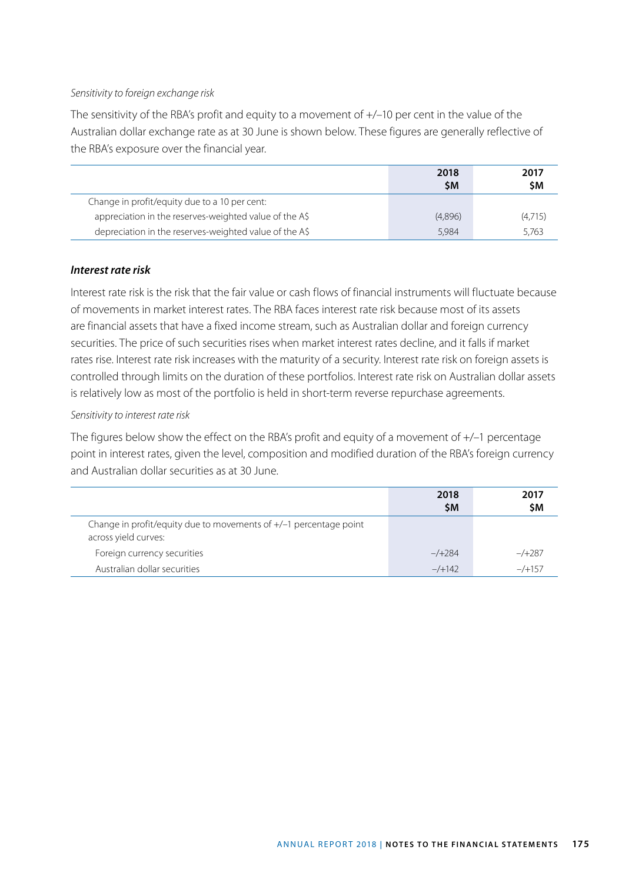*Sensitivity to foreign exchange risk*

The sensitivity of the RBA's profit and equity to a movement of +/–10 per cent in the value of the Australian dollar exchange rate as at 30 June is shown below. These figures are generally reflective of the RBA's exposure over the financial year.

| | 2018 $M | 2017 $M |
|---|---|---|
| Change in profit/equity due to a 10 per cent: | | |
| appreciation in the reserves-weighted value of the A$ | (4,896) | (4,715) |
| depreciation in the reserves-weighted value of the A$ | 5,984 | 5,763 |

### *Interest rate risk*

Interest rate risk is the risk that the fair value or cash flows of financial instruments will fluctuate because of movements in market interest rates. The RBA faces interest rate risk because most of its assets are financial assets that have a fixed income stream, such as Australian dollar and foreign currency securities. The price of such securities rises when market interest rates decline, and it falls if market rates rise. Interest rate risk increases with the maturity of a security. Interest rate risk on foreign assets is controlled through limits on the duration of these portfolios. Interest rate risk on Australian dollar assets is relatively low as most of the portfolio is held in short-term reverse repurchase agreements.

*Sensitivity to interest rate risk*

The figures below show the effect on the RBA's profit and equity of a movement of +/–1 percentage point in interest rates, given the level, composition and modified duration of the RBA's foreign currency and Australian dollar securities as at 30 June.

| | 2018 $M | 2017 $M |
|---|---|---|
| Change in profit/equity due to movements of +/–1 percentage point across yield curves: | | |
| Foreign currency securities | –/+284 | –/+287 |
| Australian dollar securities | –/+142 | –/+157 |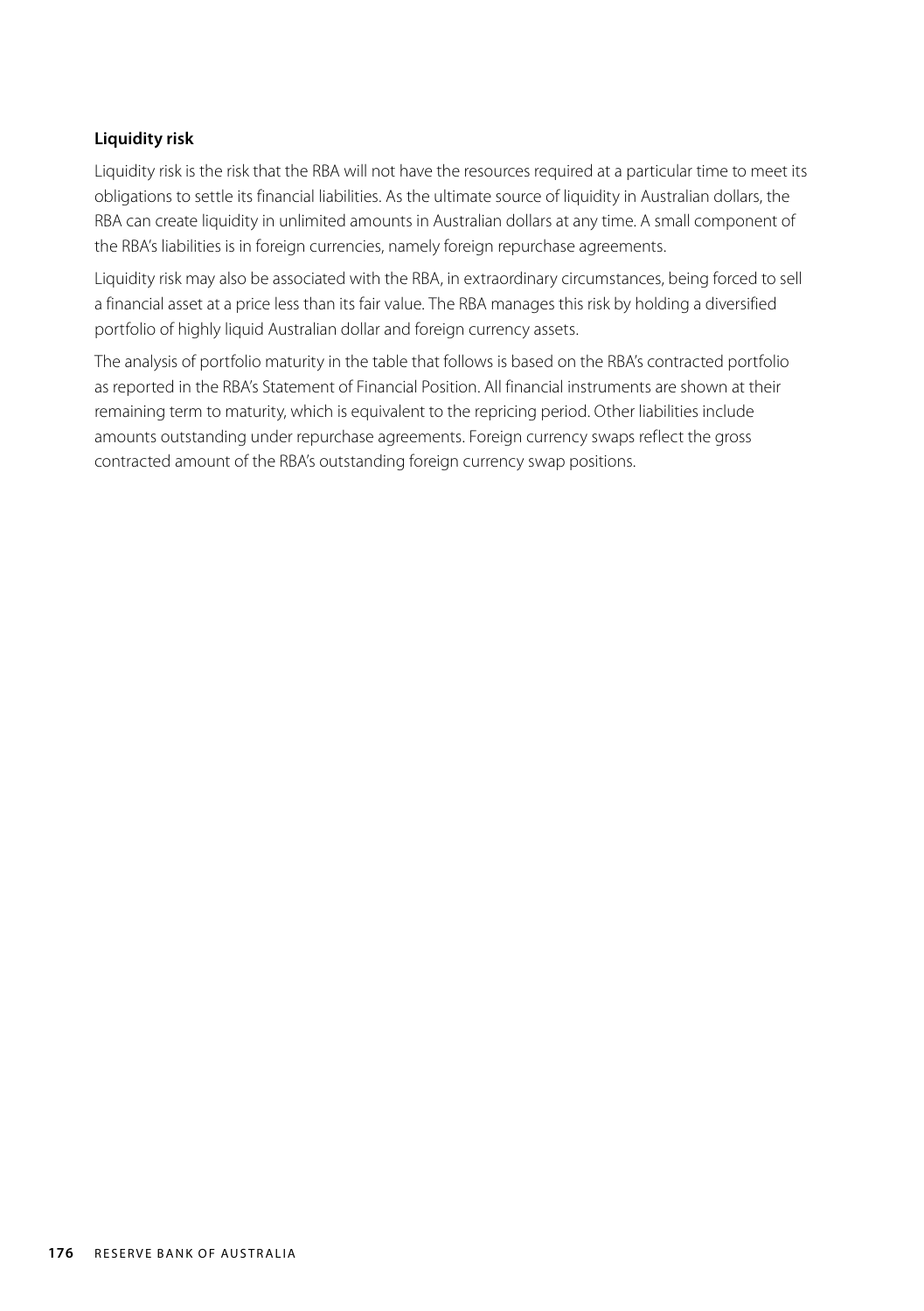**Liquidity risk**

Liquidity risk is the risk that the RBA will not have the resources required at a particular time to meet its obligations to settle its financial liabilities. As the ultimate source of liquidity in Australian dollars, the RBA can create liquidity in unlimited amounts in Australian dollars at any time. A small component of the RBA's liabilities is in foreign currencies, namely foreign repurchase agreements.

Liquidity risk may also be associated with the RBA, in extraordinary circumstances, being forced to sell a financial asset at a price less than its fair value. The RBA manages this risk by holding a diversified portfolio of highly liquid Australian dollar and foreign currency assets.

The analysis of portfolio maturity in the table that follows is based on the RBA's contracted portfolio as reported in the RBA's Statement of Financial Position. All financial instruments are shown at their remaining term to maturity, which is equivalent to the repricing period. Other liabilities include amounts outstanding under repurchase agreements. Foreign currency swaps reflect the gross contracted amount of the RBA's outstanding foreign currency swap positions.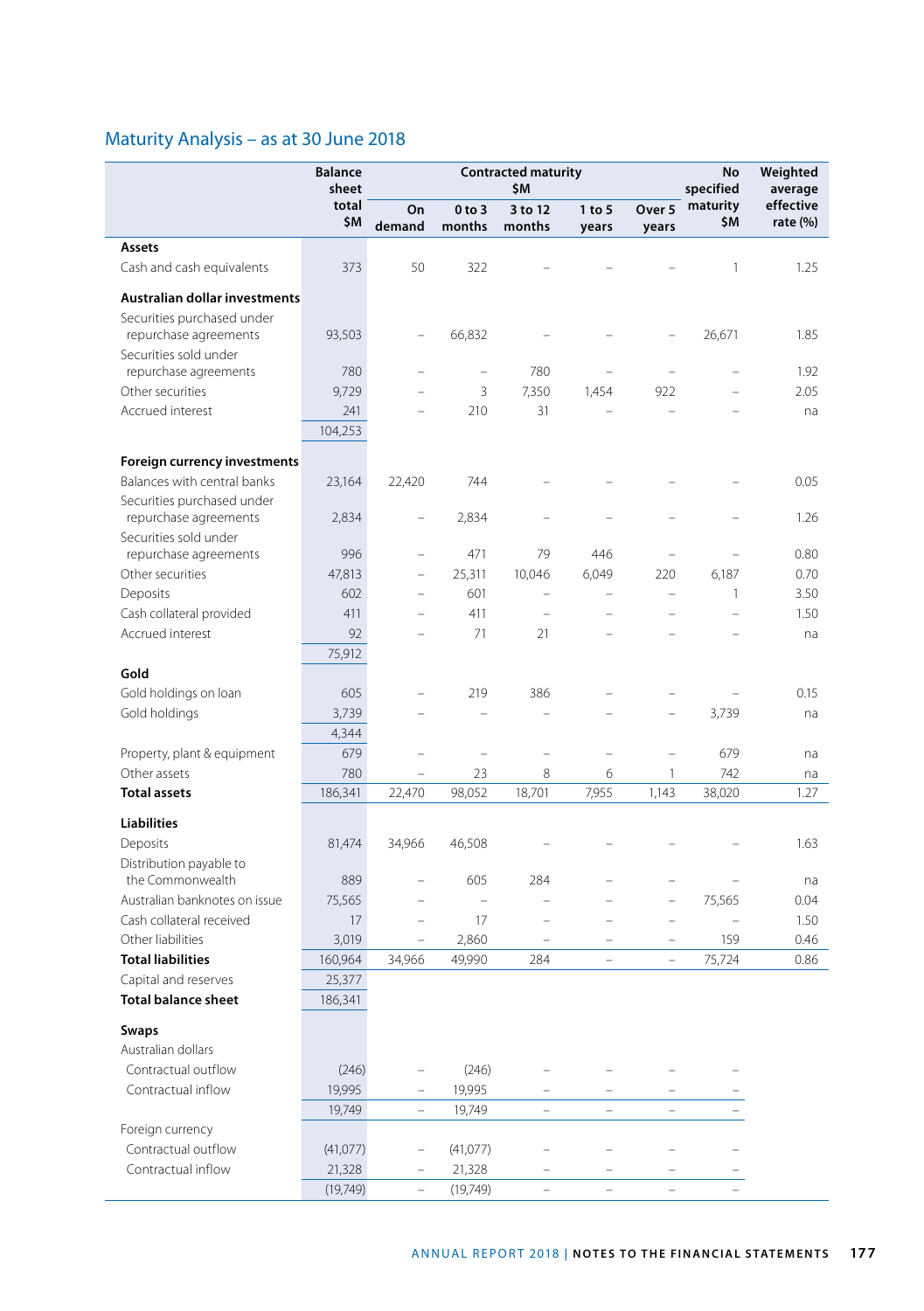## Maturity Analysis – as at 30 June 2018

| | Balance sheet total $M | Contracted maturity $M | | | | | No specified maturity $M | Weighted average effective rate (%) |
|---|---|---|---|---|---|---|---|---|
| | | On demand | 0 to 3 months | 3 to 12 months | 1 to 5 years | Over 5 years | | |
| **Assets** | | | | | | | | |
| Cash and cash equivalents | 373 | 50 | 322 | – | – | – | 1 | 1.25 |
| **Australian dollar investments** | | | | | | | | |
| Securities purchased under repurchase agreements | 93,503 | – | 66,832 | – | – | – | 26,671 | 1.85 |
| Securities sold under repurchase agreements | 780 | – | – | 780 | – | – | – | 1.92 |
| Other securities | 9,729 | – | 3 | 7,350 | 1,454 | 922 | – | 2.05 |
| Accrued interest | 241 | – | 210 | 31 | – | – | – | na |
| | 104,253 | | | | | | | |
| **Foreign currency investments** | | | | | | | | |
| Balances with central banks | 23,164 | 22,420 | 744 | – | – | – | – | 0.05 |
| Securities purchased under repurchase agreements | 2,834 | – | 2,834 | – | – | – | – | 1.26 |
| Securities sold under repurchase agreements | 996 | – | 471 | 79 | 446 | – | – | 0.80 |
| Other securities | 47,813 | – | 25,311 | 10,046 | 6,049 | 220 | 6,187 | 0.70 |
| Deposits | 602 | – | 601 | – | – | – | 1 | 3.50 |
| Cash collateral provided | 411 | – | 411 | – | – | – | – | 1.50 |
| Accrued interest | 92 | – | 71 | 21 | – | – | – | na |
| | 75,912 | | | | | | | |
| **Gold** | | | | | | | | |
| Gold holdings on loan | 605 | – | 219 | 386 | – | – | – | 0.15 |
| Gold holdings | 3,739 | – | – | – | – | – | 3,739 | na |
| | 4,344 | | | | | | | |
| Property, plant & equipment | 679 | – | – | – | – | – | 679 | na |
| Other assets | 780 | – | 23 | 8 | 6 | 1 | 742 | na |
| **Total assets** | 186,341 | 22,470 | 98,052 | 18,701 | 7,955 | 1,143 | 38,020 | 1.27 |
| **Liabilities** | | | | | | | | |
| Deposits | 81,474 | 34,966 | 46,508 | – | – | – | – | 1.63 |
| Distribution payable to the Commonwealth | 889 | – | 605 | 284 | – | – | – | na |
| Australian banknotes on issue | 75,565 | – | – | – | – | – | 75,565 | 0.04 |
| Cash collateral received | 17 | – | 17 | – | – | – | – | 1.50 |
| Other liabilities | 3,019 | – | 2,860 | – | – | – | 159 | 0.46 |
| **Total liabilities** | 160,964 | 34,966 | 49,990 | 284 | – | – | 75,724 | 0.86 |
| Capital and reserves | 25,377 | | | | | | | |
| **Total balance sheet** | 186,341 | | | | | | | |
| **Swaps** | | | | | | | | |
| Australian dollars | | | | | | | | |
| Contractual outflow | (246) | – | (246) | – | – | – | – | |
| Contractual inflow | 19,995 | – | 19,995 | – | – | – | – | |
| | 19,749 | – | 19,749 | – | – | – | – | |
| Foreign currency | | | | | | | | |
| Contractual outflow | (41,077) | – | (41,077) | – | – | – | – | |
| Contractual inflow | 21,328 | – | 21,328 | – | – | – | – | |
| | (19,749) | – | (19,749) | – | – | – | – | |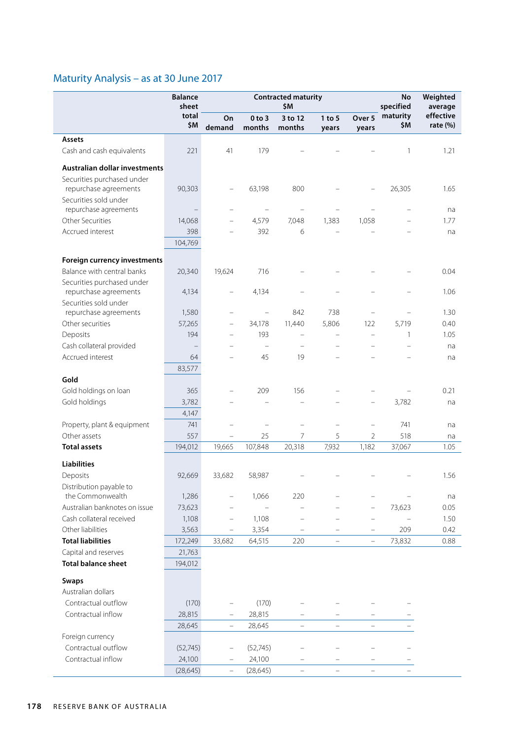## Maturity Analysis – as at 30 June 2017

| | Balance sheet total $M | Contracted maturity $M | | | | | No specified maturity $M | Weighted average effective rate (%) |
|---|---|---|---|---|---|---|---|---|
| | | On demand | 0 to 3 months | 3 to 12 months | 1 to 5 years | Over 5 years | | |
| **Assets** | | | | | | | | |
| Cash and cash equivalents | 221 | 41 | 179 | – | – | – | 1 | 1.21 |
| **Australian dollar investments** | | | | | | | | |
| Securities purchased under repurchase agreements | 90,303 | – | 63,198 | 800 | – | – | 26,305 | 1.65 |
| Securities sold under repurchase agreements | – | – | – | – | – | – | – | na |
| Other Securities | 14,068 | – | 4,579 | 7,048 | 1,383 | 1,058 | – | 1.77 |
| Accrued interest | 398 | – | 392 | 6 | – | – | – | na |
| | 104,769 | | | | | | | |
| **Foreign currency investments** | | | | | | | | |
| Balance with central banks | 20,340 | 19,624 | 716 | – | – | – | – | 0.04 |
| Securities purchased under repurchase agreements | 4,134 | – | 4,134 | – | – | – | – | 1.06 |
| Securities sold under repurchase agreements | 1,580 | – | – | 842 | 738 | – | – | 1.30 |
| Other securities | 57,265 | – | 34,178 | 11,440 | 5,806 | 122 | 5,719 | 0.40 |
| Deposits | 194 | – | 193 | – | – | – | 1 | 1.05 |
| Cash collateral provided | – | – | – | – | – | – | – | na |
| Accrued interest | 64 | – | 45 | 19 | – | – | – | na |
| | 83,577 | | | | | | | |
| **Gold** | | | | | | | | |
| Gold holdings on loan | 365 | – | 209 | 156 | – | – | – | 0.21 |
| Gold holdings | 3,782 | – | – | – | – | – | 3,782 | na |
| | 4,147 | | | | | | | |
| Property, plant & equipment | 741 | – | – | – | – | – | 741 | na |
| Other assets | 557 | – | 25 | 7 | 5 | 2 | 518 | na |
| **Total assets** | 194,012 | 19,665 | 107,848 | 20,318 | 7,932 | 1,182 | 37,067 | 1.05 |
| **Liabilities** | | | | | | | | |
| Deposits | 92,669 | 33,682 | 58,987 | – | – | – | – | 1.56 |
| Distribution payable to the Commonwealth | 1,286 | – | 1,066 | 220 | – | – | – | na |
| Australian banknotes on issue | 73,623 | – | – | – | – | – | 73,623 | 0.05 |
| Cash collateral received | 1,108 | – | 1,108 | – | – | – | – | 1.50 |
| Other liabilities | 3,563 | – | 3,354 | – | – | – | 209 | 0.42 |
| **Total liabilities** | 172,249 | 33,682 | 64,515 | 220 | – | – | 73,832 | 0.88 |
| Capital and reserves | 21,763 | | | | | | | |
| **Total balance sheet** | 194,012 | | | | | | | |
| **Swaps** | | | | | | | | |
| Australian dollars | | | | | | | | |
| Contractual outflow | (170) | – | (170) | – | – | – | – | |
| Contractual inflow | 28,815 | – | 28,815 | – | – | – | – | |
| | 28,645 | – | 28,645 | – | – | – | – | |
| Foreign currency | | | | | | | | |
| Contractual outflow | (52,745) | – | (52,745) | – | – | – | – | |
| Contractual inflow | 24,100 | – | 24,100 | – | – | – | – | |
| | (28,645) | – | (28,645) | – | – | – | – | |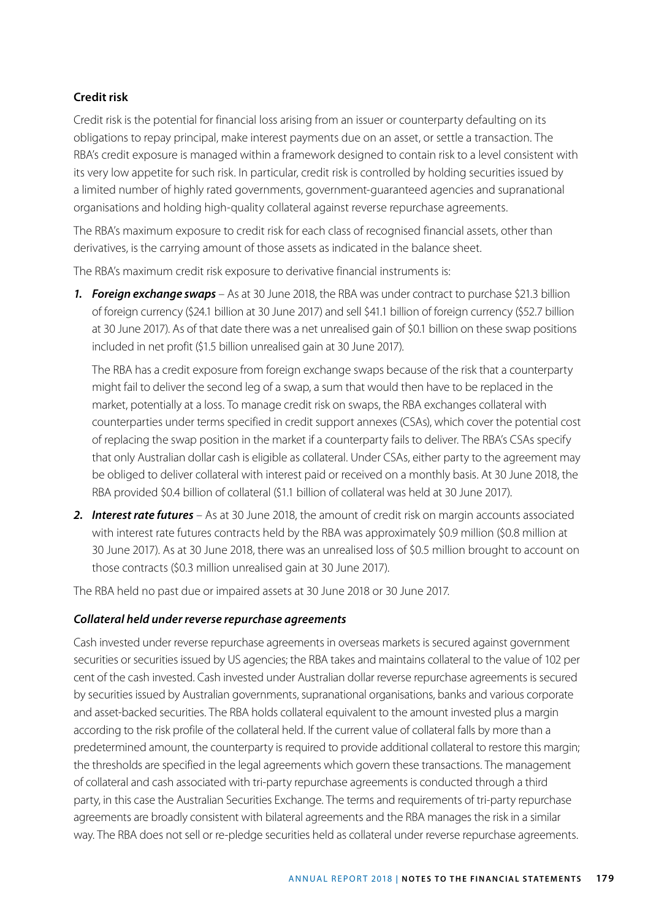### Credit risk

Credit risk is the potential for financial loss arising from an issuer or counterparty defaulting on its obligations to repay principal, make interest payments due on an asset, or settle a transaction. The RBA's credit exposure is managed within a framework designed to contain risk to a level consistent with its very low appetite for such risk. In particular, credit risk is controlled by holding securities issued by a limited number of highly rated governments, government-guaranteed agencies and supranational organisations and holding high-quality collateral against reverse repurchase agreements.

The RBA's maximum exposure to credit risk for each class of recognised financial assets, other than derivatives, is the carrying amount of those assets as indicated in the balance sheet.

The RBA's maximum credit risk exposure to derivative financial instruments is:

1. ***Foreign exchange swaps*** – As at 30 June 2018, the RBA was under contract to purchase $21.3 billion of foreign currency ($24.1 billion at 30 June 2017) and sell $41.1 billion of foreign currency ($52.7 billion at 30 June 2017). As of that date there was a net unrealised gain of $0.1 billion on these swap positions included in net profit ($1.5 billion unrealised gain at 30 June 2017).

   The RBA has a credit exposure from foreign exchange swaps because of the risk that a counterparty might fail to deliver the second leg of a swap, a sum that would then have to be replaced in the market, potentially at a loss. To manage credit risk on swaps, the RBA exchanges collateral with counterparties under terms specified in credit support annexes (CSAs), which cover the potential cost of replacing the swap position in the market if a counterparty fails to deliver. The RBA's CSAs specify that only Australian dollar cash is eligible as collateral. Under CSAs, either party to the agreement may be obliged to deliver collateral with interest paid or received on a monthly basis. At 30 June 2018, the RBA provided $0.4 billion of collateral ($1.1 billion of collateral was held at 30 June 2017).

2. ***Interest rate futures*** – As at 30 June 2018, the amount of credit risk on margin accounts associated with interest rate futures contracts held by the RBA was approximately $0.9 million ($0.8 million at 30 June 2017). As at 30 June 2018, there was an unrealised loss of $0.5 million brought to account on those contracts ($0.3 million unrealised gain at 30 June 2017).

The RBA held no past due or impaired assets at 30 June 2018 or 30 June 2017.

#### *Collateral held under reverse repurchase agreements*

Cash invested under reverse repurchase agreements in overseas markets is secured against government securities or securities issued by US agencies; the RBA takes and maintains collateral to the value of 102 per cent of the cash invested. Cash invested under Australian dollar reverse repurchase agreements is secured by securities issued by Australian governments, supranational organisations, banks and various corporate and asset-backed securities. The RBA holds collateral equivalent to the amount invested plus a margin according to the risk profile of the collateral held. If the current value of collateral falls by more than a predetermined amount, the counterparty is required to provide additional collateral to restore this margin; the thresholds are specified in the legal agreements which govern these transactions. The management of collateral and cash associated with tri-party repurchase agreements is conducted through a third party, in this case the Australian Securities Exchange. The terms and requirements of tri-party repurchase agreements are broadly consistent with bilateral agreements and the RBA manages the risk in a similar way. The RBA does not sell or re-pledge securities held as collateral under reverse repurchase agreements.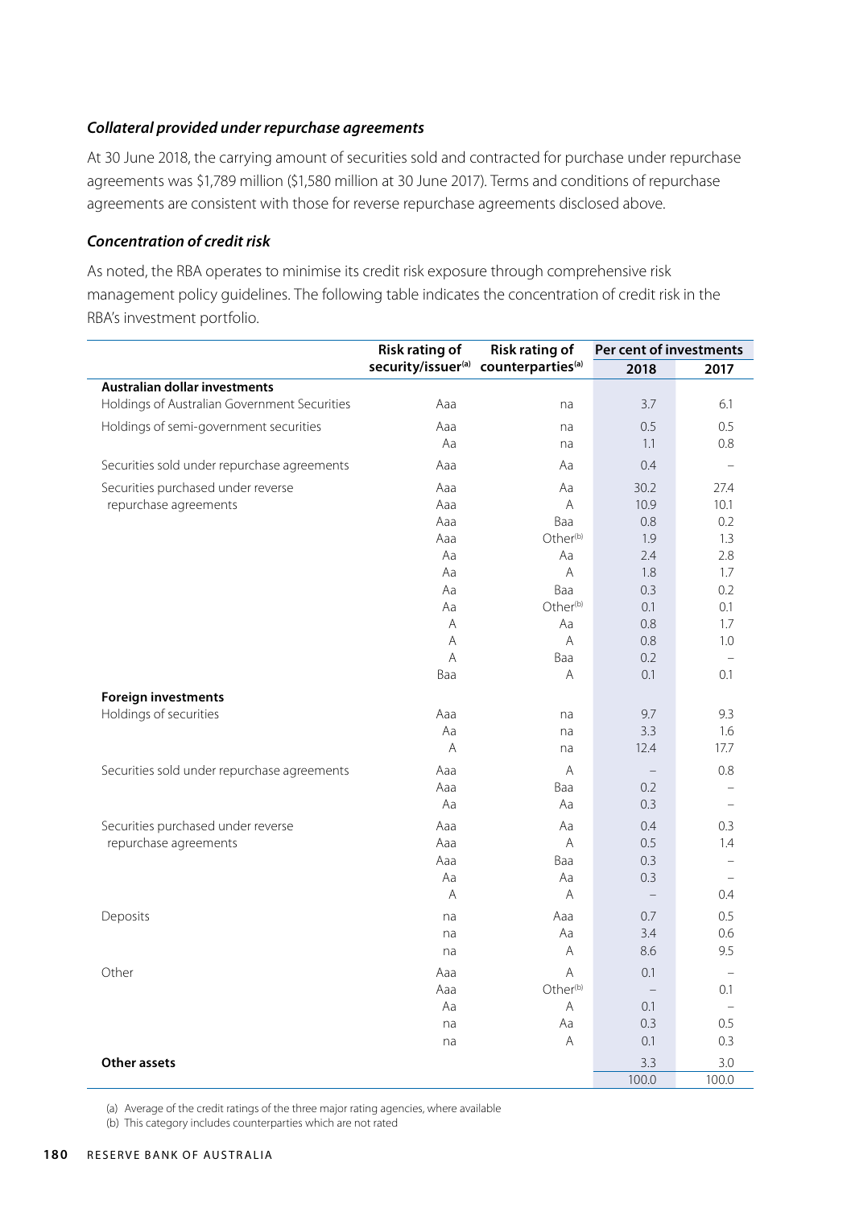### *Collateral provided under repurchase agreements*

At 30 June 2018, the carrying amount of securities sold and contracted for purchase under repurchase agreements was $1,789 million ($1,580 million at 30 June 2017). Terms and conditions of repurchase agreements are consistent with those for reverse repurchase agreements disclosed above.

### *Concentration of credit risk*

As noted, the RBA operates to minimise its credit risk exposure through comprehensive risk management policy guidelines. The following table indicates the concentration of credit risk in the RBA's investment portfolio.

| | Risk rating of security/issuer[(a)] | Risk rating of counterparties[(a)] | Per cent of investments | |
|---|---|---|---|---|
| | | | 2018 | 2017 |
| **Australian dollar investments** | | | | |
| Holdings of Australian Government Securities | Aaa | na | 3.7 | 6.1 |
| Holdings of semi-government securities | Aaa | na | 0.5 | 0.5 |
| | Aa | na | 1.1 | 0.8 |
| Securities sold under repurchase agreements | Aaa | Aa | 0.4 | – |
| Securities purchased under reverse repurchase agreements | Aaa | Aa | 30.2 | 27.4 |
| | Aaa | A | 10.9 | 10.1 |
| | Aaa | Baa | 0.8 | 0.2 |
| | Aaa | Other[(b)] | 1.9 | 1.3 |
| | Aa | Aa | 2.4 | 2.8 |
| | Aa | A | 1.8 | 1.7 |
| | Aa | Baa | 0.3 | 0.2 |
| | Aa | Other[(b)] | 0.1 | 0.1 |
| | A | Aa | 0.8 | 1.7 |
| | A | A | 0.8 | 1.0 |
| | A | Baa | 0.2 | – |
| | Baa | A | 0.1 | 0.1 |
| **Foreign investments** | | | | |
| Holdings of securities | Aaa | na | 9.7 | 9.3 |
| | Aa | na | 3.3 | 1.6 |
| | A | na | 12.4 | 17.7 |
| Securities sold under repurchase agreements | Aaa | A | – | 0.8 |
| | Aaa | Baa | 0.2 | – |
| | Aa | Aa | 0.3 | – |
| Securities purchased under reverse repurchase agreements | Aaa | Aa | 0.4 | 0.3 |
| | Aaa | A | 0.5 | 1.4 |
| | Aaa | Baa | 0.3 | – |
| | Aa | Aa | 0.3 | – |
| | A | A | – | 0.4 |
| Deposits | na | Aaa | 0.7 | 0.5 |
| | na | Aa | 3.4 | 0.6 |
| | na | A | 8.6 | 9.5 |
| Other | Aaa | A | 0.1 | – |
| | Aaa | Other[(b)] | – | 0.1 |
| | Aa | A | 0.1 | – |
| | na | Aa | 0.3 | 0.5 |
| | na | A | 0.1 | 0.3 |
| **Other assets** | | | 3.3 | 3.0 |
| | | | 100.0 | 100.0 |

(a) Average of the credit ratings of the three major rating agencies, where available

(b) This category includes counterparties which are not rated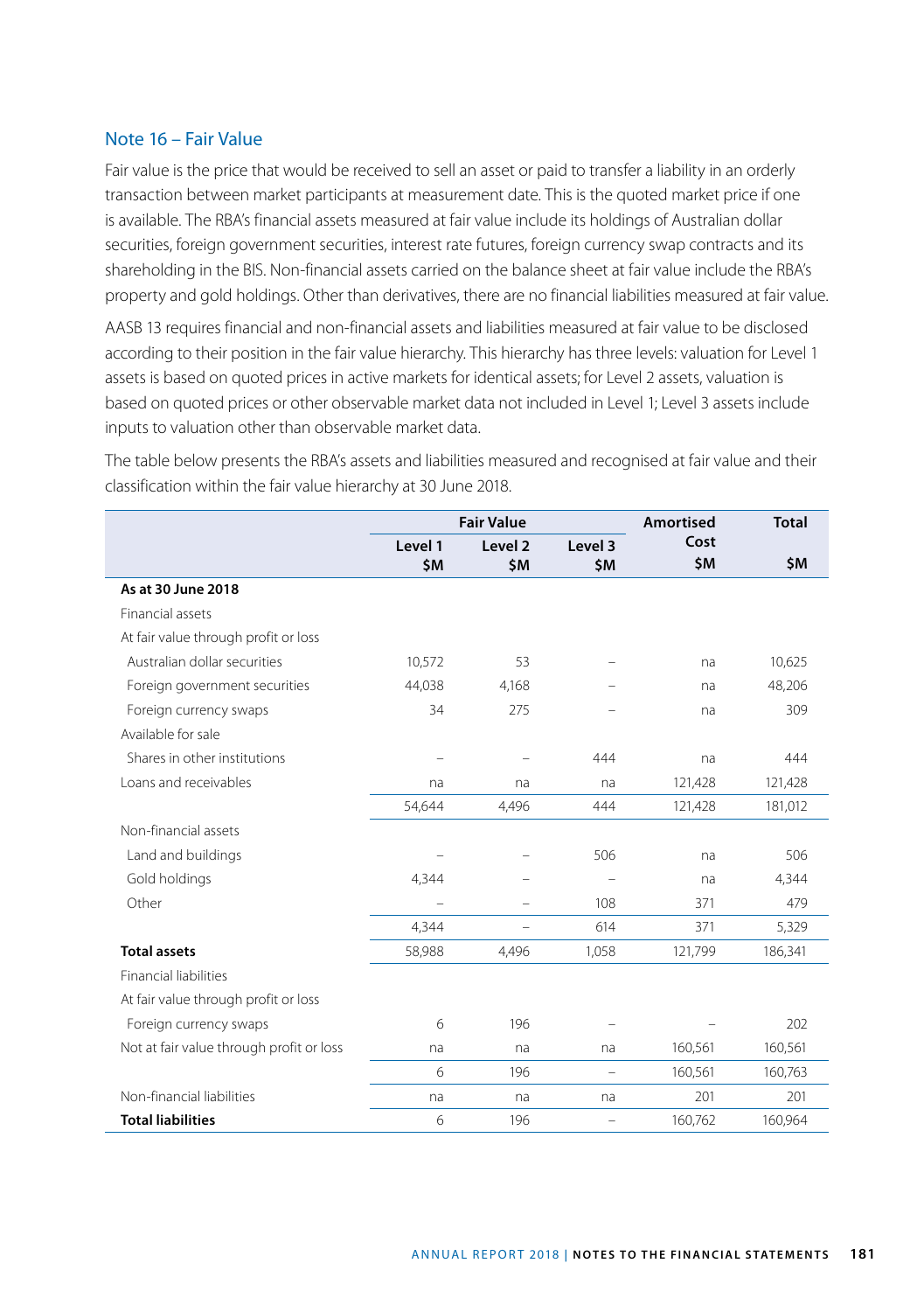## Note 16 – Fair Value

Fair value is the price that would be received to sell an asset or paid to transfer a liability in an orderly transaction between market participants at measurement date. This is the quoted market price if one is available. The RBA's financial assets measured at fair value include its holdings of Australian dollar securities, foreign government securities, interest rate futures, foreign currency swap contracts and its shareholding in the BIS. Non-financial assets carried on the balance sheet at fair value include the RBA's property and gold holdings. Other than derivatives, there are no financial liabilities measured at fair value.

AASB 13 requires financial and non-financial assets and liabilities measured at fair value to be disclosed according to their position in the fair value hierarchy. This hierarchy has three levels: valuation for Level 1 assets is based on quoted prices in active markets for identical assets; for Level 2 assets, valuation is based on quoted prices or other observable market data not included in Level 1; Level 3 assets include inputs to valuation other than observable market data.

The table below presents the RBA's assets and liabilities measured and recognised at fair value and their classification within the fair value hierarchy at 30 June 2018.

| | Fair Value | | | Amortised Cost | Total |
|---|---|---|---|---|---|
| | Level 1 $M | Level 2 $M | Level 3 $M | $M | $M |
| **As at 30 June 2018** | | | | | |
| Financial assets | | | | | |
| At fair value through profit or loss | | | | | |
| Australian dollar securities | 10,572 | 53 | – | na | 10,625 |
| Foreign government securities | 44,038 | 4,168 | – | na | 48,206 |
| Foreign currency swaps | 34 | 275 | – | na | 309 |
| Available for sale | | | | | |
| Shares in other institutions | – | – | 444 | na | 444 |
| Loans and receivables | na | na | na | 121,428 | 121,428 |
| | 54,644 | 4,496 | 444 | 121,428 | 181,012 |
| Non-financial assets | | | | | |
| Land and buildings | – | – | 506 | na | 506 |
| Gold holdings | 4,344 | – | – | na | 4,344 |
| Other | – | – | 108 | 371 | 479 |
| | 4,344 | – | 614 | 371 | 5,329 |
| **Total assets** | 58,988 | 4,496 | 1,058 | 121,799 | 186,341 |
| Financial liabilities | | | | | |
| At fair value through profit or loss | | | | | |
| Foreign currency swaps | 6 | 196 | – | – | 202 |
| Not at fair value through profit or loss | na | na | na | 160,561 | 160,561 |
| | 6 | 196 | – | 160,561 | 160,763 |
| Non-financial liabilities | na | na | na | 201 | 201 |
| **Total liabilities** | 6 | 196 | – | 160,762 | 160,964 |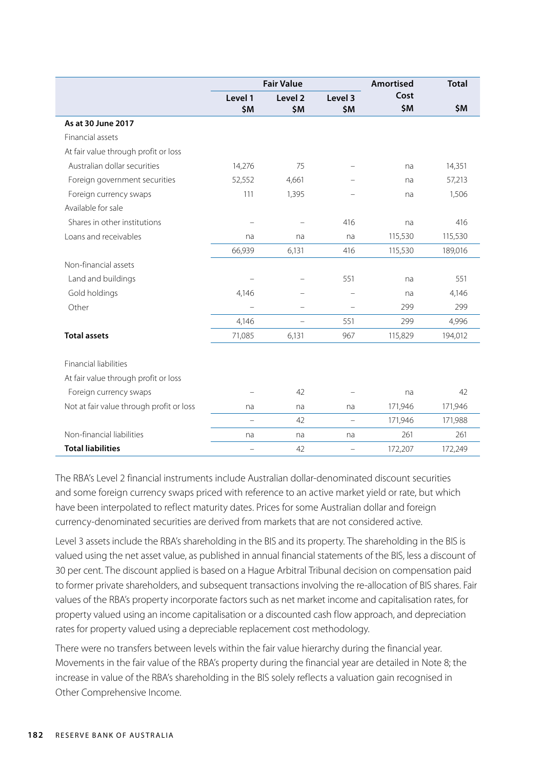| | Fair Value | | | Amortised Cost | Total |
|---|---|---|---|---|---|
| | Level 1 $M | Level 2 $M | Level 3 $M | $M | $M |
| **As at 30 June 2017** | | | | | |
| Financial assets | | | | | |
| At fair value through profit or loss | | | | | |
| Australian dollar securities | 14,276 | 75 | – | na | 14,351 |
| Foreign government securities | 52,552 | 4,661 | – | na | 57,213 |
| Foreign currency swaps | 111 | 1,395 | – | na | 1,506 |
| Available for sale | | | | | |
| Shares in other institutions | – | – | 416 | na | 416 |
| Loans and receivables | na | na | na | 115,530 | 115,530 |
| | 66,939 | 6,131 | 416 | 115,530 | 189,016 |
| Non-financial assets | | | | | |
| Land and buildings | – | – | 551 | na | 551 |
| Gold holdings | 4,146 | – | – | na | 4,146 |
| Other | – | – | – | 299 | 299 |
| | 4,146 | – | 551 | 299 | 4,996 |
| **Total assets** | 71,085 | 6,131 | 967 | 115,829 | 194,012 |
| | | | | | |
| Financial liabilities | | | | | |
| At fair value through profit or loss | | | | | |
| Foreign currency swaps | – | 42 | – | na | 42 |
| Not at fair value through profit or loss | na | na | na | 171,946 | 171,946 |
| | – | 42 | – | 171,946 | 171,988 |
| Non-financial liabilities | na | na | na | 261 | 261 |
| **Total liabilities** | – | 42 | – | 172,207 | 172,249 |

The RBA's Level 2 financial instruments include Australian dollar-denominated discount securities and some foreign currency swaps priced with reference to an active market yield or rate, but which have been interpolated to reflect maturity dates. Prices for some Australian dollar and foreign currency-denominated securities are derived from markets that are not considered active.

Level 3 assets include the RBA's shareholding in the BIS and its property. The shareholding in the BIS is valued using the net asset value, as published in annual financial statements of the BIS, less a discount of 30 per cent. The discount applied is based on a Hague Arbitral Tribunal decision on compensation paid to former private shareholders, and subsequent transactions involving the re-allocation of BIS shares. Fair values of the RBA's property incorporate factors such as net market income and capitalisation rates, for property valued using an income capitalisation or a discounted cash flow approach, and depreciation rates for property valued using a depreciable replacement cost methodology.

There were no transfers between levels within the fair value hierarchy during the financial year. Movements in the fair value of the RBA's property during the financial year are detailed in Note 8; the increase in value of the RBA's shareholding in the BIS solely reflects a valuation gain recognised in Other Comprehensive Income.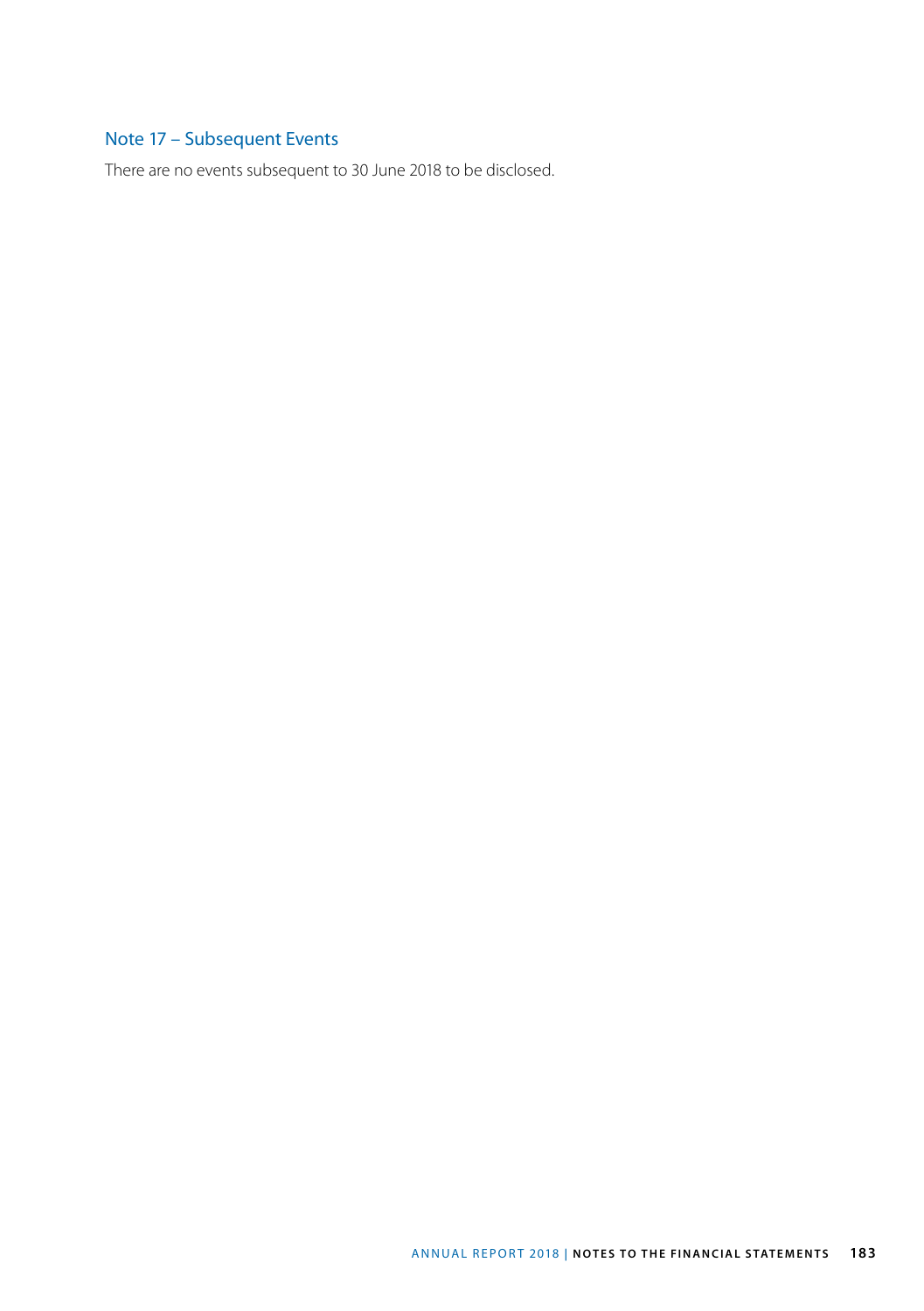## Note 17 – Subsequent Events

There are no events subsequent to 30 June 2018 to be disclosed.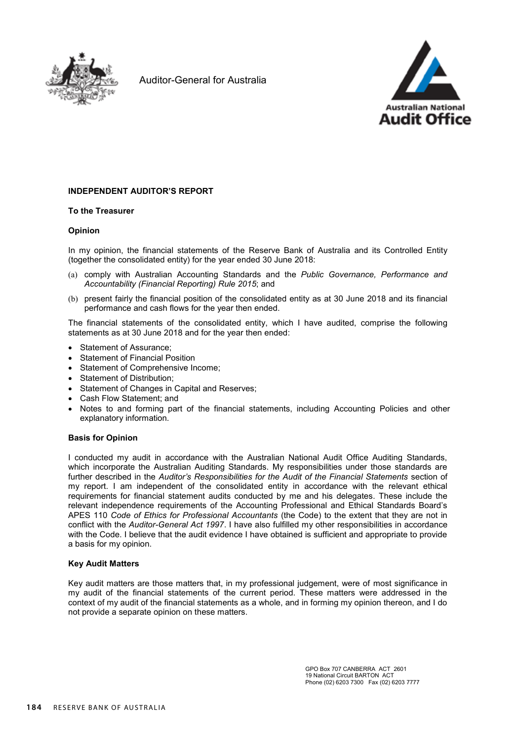Auditor-General for Australia

Australian National Audit Office

**INDEPENDENT AUDITOR'S REPORT**

**To the Treasurer**

**Opinion**

In my opinion, the financial statements of the Reserve Bank of Australia and its Controlled Entity (together the consolidated entity) for the year ended 30 June 2018:

(a) comply with Australian Accounting Standards and the *Public Governance, Performance and Accountability (Financial Reporting) Rule 2015*; and

(b) present fairly the financial position of the consolidated entity as at 30 June 2018 and its financial performance and cash flows for the year then ended.

The financial statements of the consolidated entity, which I have audited, comprise the following statements as at 30 June 2018 and for the year then ended:

- Statement of Assurance;
- Statement of Financial Position
- Statement of Comprehensive Income;
- Statement of Distribution;
- Statement of Changes in Capital and Reserves;
- Cash Flow Statement; and
- Notes to and forming part of the financial statements, including Accounting Policies and other explanatory information.

**Basis for Opinion**

I conducted my audit in accordance with the Australian National Audit Office Auditing Standards, which incorporate the Australian Auditing Standards. My responsibilities under those standards are further described in the *Auditor's Responsibilities for the Audit of the Financial Statements* section of my report. I am independent of the consolidated entity in accordance with the relevant ethical requirements for financial statement audits conducted by me and his delegates. These include the relevant independence requirements of the Accounting Professional and Ethical Standards Board's APES 110 *Code of Ethics for Professional Accountants* (the Code) to the extent that they are not in conflict with the *Auditor-General Act 1997*. I have also fulfilled my other responsibilities in accordance with the Code. I believe that the audit evidence I have obtained is sufficient and appropriate to provide a basis for my opinion.

**Key Audit Matters**

Key audit matters are those matters that, in my professional judgement, were of most significance in my audit of the financial statements of the current period. These matters were addressed in the context of my audit of the financial statements as a whole, and in forming my opinion thereon, and I do not provide a separate opinion on these matters.

GPO Box 707 CANBERRA ACT 2601
19 National Circuit BARTON ACT
Phone (02) 6203 7300 Fax (02) 6203 7777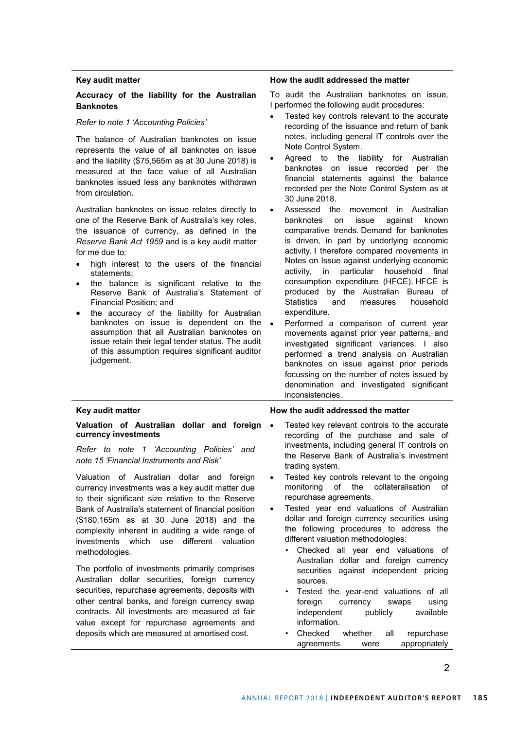| Key audit matter | How the audit addressed the matter |
|---|---|
| **Accuracy of the liability for the Australian Banknotes**<br><br>*Refer to note 1 'Accounting Policies'*<br><br>The balance of Australian banknotes on issue represents the value of all banknotes on issue and the liability ($75,565m as at 30 June 2018) is measured at the face value of all Australian banknotes issued less any banknotes withdrawn from circulation.<br><br>Australian banknotes on issue relates directly to one of the Reserve Bank of Australia's key roles, the issuance of currency, as defined in the *Reserve Bank Act 1959* and is a key audit matter for me due to:<br>• high interest to the users of the financial statements;<br>• the balance is significant relative to the Reserve Bank of Australia's Statement of Financial Position; and<br>• the accuracy of the liability for Australian banknotes on issue is dependent on the assumption that all Australian banknotes on issue retain their legal tender status. The audit of this assumption requires significant auditor judgement. | To audit the Australian banknotes on issue, I performed the following audit procedures:<br>• Tested key controls relevant to the accurate recording of the issuance and return of bank notes, including general IT controls over the Note Control System.<br>• Agreed to the liability for Australian banknotes on issue recorded per the financial statements against the balance recorded per the Note Control System as at 30 June 2018.<br>• Assessed the movement in Australian banknotes on issue against known comparative trends. Demand for banknotes is driven, in part by underlying economic activity. I therefore compared movements in Notes on Issue against underlying economic activity, in particular household final consumption expenditure (HFCE). HFCE is produced by the Australian Bureau of Statistics and measures household expenditure.<br>• Performed a comparison of current year movements against prior year patterns, and investigated significant variances. I also performed a trend analysis on Australian banknotes on issue against prior periods focussing on the number of notes issued by denomination and investigated significant inconsistencies. |

| Key audit matter | How the audit addressed the matter |
|---|---|
| **Valuation of Australian dollar and foreign currency investments**<br><br>*Refer to note 1 'Accounting Policies' and note 15 'Financial Instruments and Risk'*<br><br>Valuation of Australian dollar and foreign currency investments was a key audit matter due to their significant size relative to the Reserve Bank of Australia's statement of financial position ($180,165m as at 30 June 2018) and the complexity inherent in auditing a wide range of investments which use different valuation methodologies.<br><br>The portfolio of investments primarily comprises Australian dollar securities, foreign currency securities, repurchase agreements, deposits with other central banks, and foreign currency swap contracts. All investments are measured at fair value except for repurchase agreements and deposits which are measured at amortised cost. | • Tested key relevant controls to the accurate recording of the purchase and sale of investments, including general IT controls on the Reserve Bank of Australia's investment trading system.<br>• Tested key controls relevant to the ongoing monitoring of the collateralisation of repurchase agreements.<br>• Tested year end valuations of Australian dollar and foreign currency securities using the following procedures to address the different valuation methodologies:<br>&nbsp;&nbsp;• Checked all year end valuations of Australian dollar and foreign currency securities against independent pricing sources.<br>&nbsp;&nbsp;• Tested the year-end valuations of all foreign currency swaps using independent publicly available information.<br>&nbsp;&nbsp;• Checked whether all repurchase agreements were appropriately |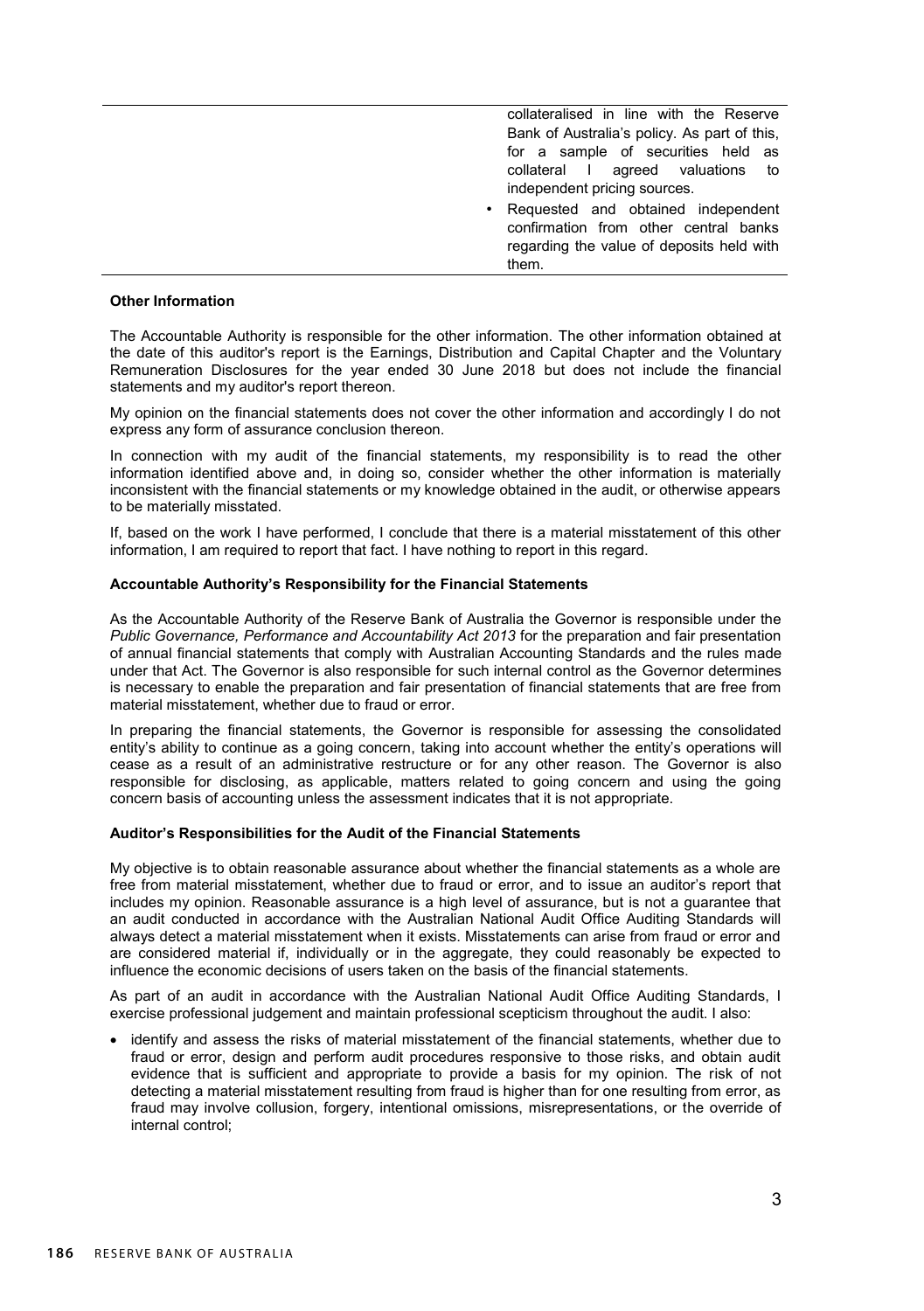| | collateralised in line with the Reserve Bank of Australia's policy. As part of this, for a sample of securities held as collateral I agreed valuations to independent pricing sources.<br>• Requested and obtained independent confirmation from other central banks regarding the value of deposits held with them. |
|---|---|

**Other Information**

The Accountable Authority is responsible for the other information. The other information obtained at the date of this auditor's report is the Earnings, Distribution and Capital Chapter and the Voluntary Remuneration Disclosures for the year ended 30 June 2018 but does not include the financial statements and my auditor's report thereon.

My opinion on the financial statements does not cover the other information and accordingly I do not express any form of assurance conclusion thereon.

In connection with my audit of the financial statements, my responsibility is to read the other information identified above and, in doing so, consider whether the other information is materially inconsistent with the financial statements or my knowledge obtained in the audit, or otherwise appears to be materially misstated.

If, based on the work I have performed, I conclude that there is a material misstatement of this other information, I am required to report that fact. I have nothing to report in this regard.

**Accountable Authority's Responsibility for the Financial Statements**

As the Accountable Authority of the Reserve Bank of Australia the Governor is responsible under the *Public Governance, Performance and Accountability Act 2013* for the preparation and fair presentation of annual financial statements that comply with Australian Accounting Standards and the rules made under that Act. The Governor is also responsible for such internal control as the Governor determines is necessary to enable the preparation and fair presentation of financial statements that are free from material misstatement, whether due to fraud or error.

In preparing the financial statements, the Governor is responsible for assessing the consolidated entity's ability to continue as a going concern, taking into account whether the entity's operations will cease as a result of an administrative restructure or for any other reason. The Governor is also responsible for disclosing, as applicable, matters related to going concern and using the going concern basis of accounting unless the assessment indicates that it is not appropriate.

**Auditor's Responsibilities for the Audit of the Financial Statements**

My objective is to obtain reasonable assurance about whether the financial statements as a whole are free from material misstatement, whether due to fraud or error, and to issue an auditor's report that includes my opinion. Reasonable assurance is a high level of assurance, but is not a guarantee that an audit conducted in accordance with the Australian National Audit Office Auditing Standards will always detect a material misstatement when it exists. Misstatements can arise from fraud or error and are considered material if, individually or in the aggregate, they could reasonably be expected to influence the economic decisions of users taken on the basis of the financial statements.

As part of an audit in accordance with the Australian National Audit Office Auditing Standards, I exercise professional judgement and maintain professional scepticism throughout the audit. I also:

- identify and assess the risks of material misstatement of the financial statements, whether due to fraud or error, design and perform audit procedures responsive to those risks, and obtain audit evidence that is sufficient and appropriate to provide a basis for my opinion. The risk of not detecting a material misstatement resulting from fraud is higher than for one resulting from error, as fraud may involve collusion, forgery, intentional omissions, misrepresentations, or the override of internal control;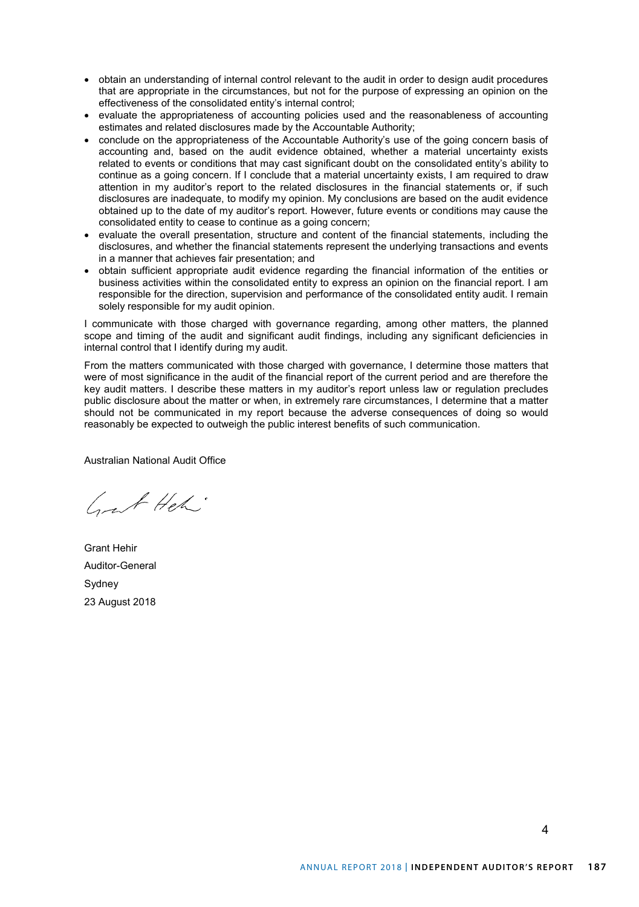- obtain an understanding of internal control relevant to the audit in order to design audit procedures that are appropriate in the circumstances, but not for the purpose of expressing an opinion on the effectiveness of the consolidated entity's internal control;
- evaluate the appropriateness of accounting policies used and the reasonableness of accounting estimates and related disclosures made by the Accountable Authority;
- conclude on the appropriateness of the Accountable Authority's use of the going concern basis of accounting and, based on the audit evidence obtained, whether a material uncertainty exists related to events or conditions that may cast significant doubt on the consolidated entity's ability to continue as a going concern. If I conclude that a material uncertainty exists, I am required to draw attention in my auditor's report to the related disclosures in the financial statements or, if such disclosures are inadequate, to modify my opinion. My conclusions are based on the audit evidence obtained up to the date of my auditor's report. However, future events or conditions may cause the consolidated entity to cease to continue as a going concern;
- evaluate the overall presentation, structure and content of the financial statements, including the disclosures, and whether the financial statements represent the underlying transactions and events in a manner that achieves fair presentation; and
- obtain sufficient appropriate audit evidence regarding the financial information of the entities or business activities within the consolidated entity to express an opinion on the financial report. I am responsible for the direction, supervision and performance of the consolidated entity audit. I remain solely responsible for my audit opinion.

I communicate with those charged with governance regarding, among other matters, the planned scope and timing of the audit and significant audit findings, including any significant deficiencies in internal control that I identify during my audit.

From the matters communicated with those charged with governance, I determine those matters that were of most significance in the audit of the financial report of the current period and are therefore the key audit matters. I describe these matters in my auditor's report unless law or regulation precludes public disclosure about the matter or when, in extremely rare circumstances, I determine that a matter should not be communicated in my report because the adverse consequences of doing so would reasonably be expected to outweigh the public interest benefits of such communication.

Australian National Audit Office

Grant Hehir
Auditor-General
Sydney
23 August 2018